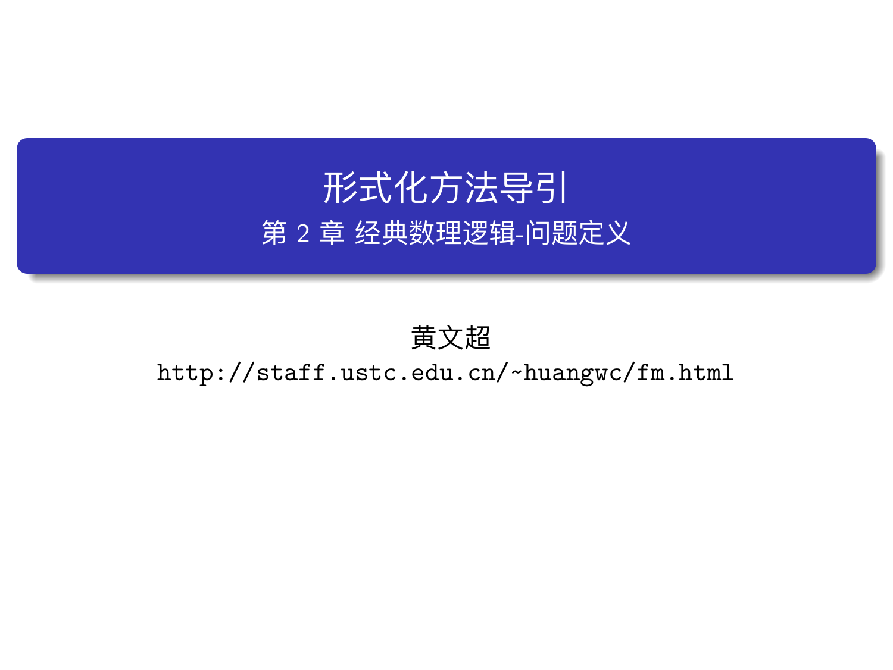# 形式化方法导引

## 第 2 章 经典数理逻辑-问题定义

黄文超

http://staff.ustc.edu.cn/~huangwc/fm.html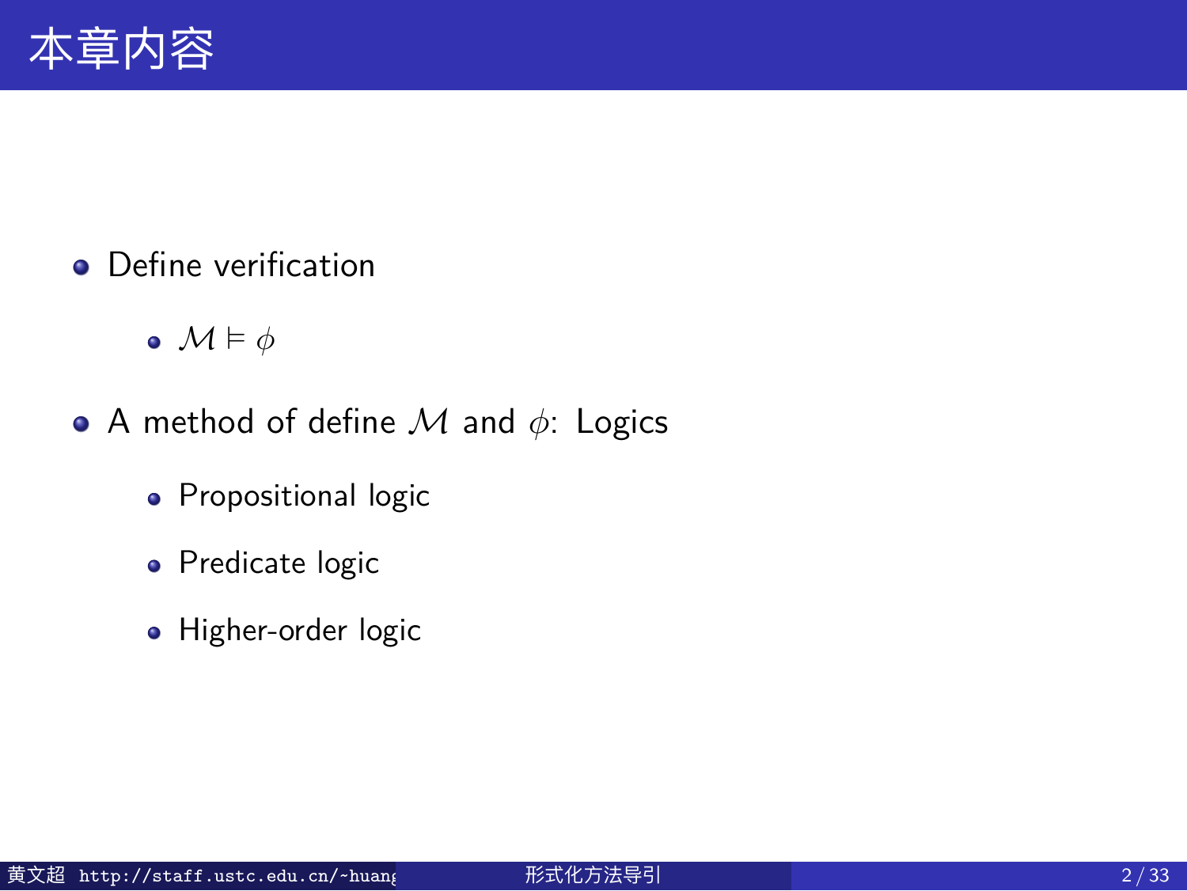# 本章内容

- Define verification
  - $\mathcal{M} \vDash \phi$
- A method of define $\mathcal{M}$ and $\phi$: Logics
  - Propositional logic
  - Predicate logic
  - Higher-order logic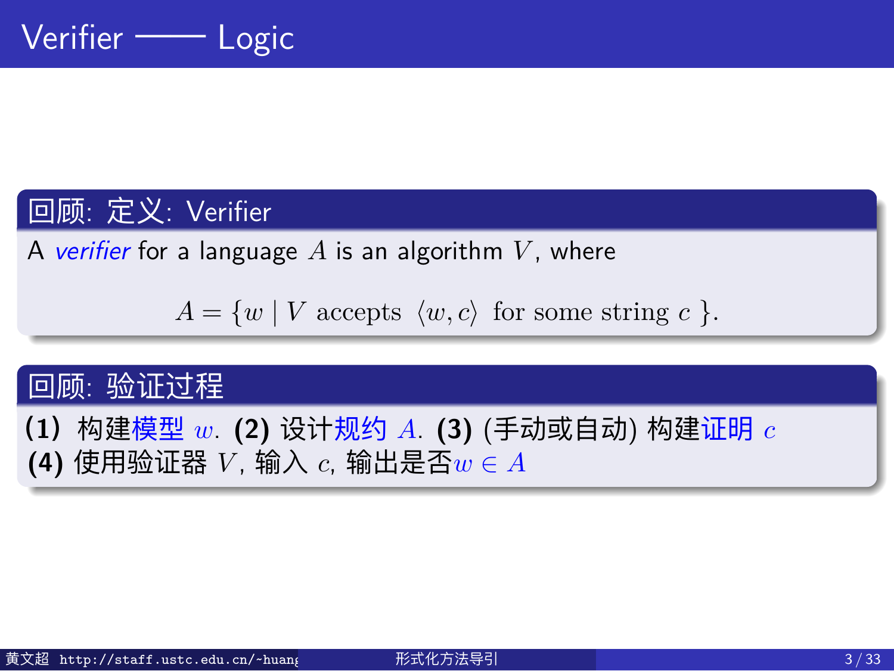# Verifier —— Logic

### 回顾: 定义: Verifier

A *verifier* for a language $A$ is an algorithm $V$, where

$$A = \{w \mid V \text{ accepts } \langle w, c\rangle \text{ for some string } c\ \}.$$

### 回顾: 验证过程

**(1)** 构建模型 $w$. **(2)** 设计规约 $A$. **(3)** (手动或自动) 构建证明 $c$
**(4)** 使用验证器 $V$, 输入 $c$, 输出是否$w \in A$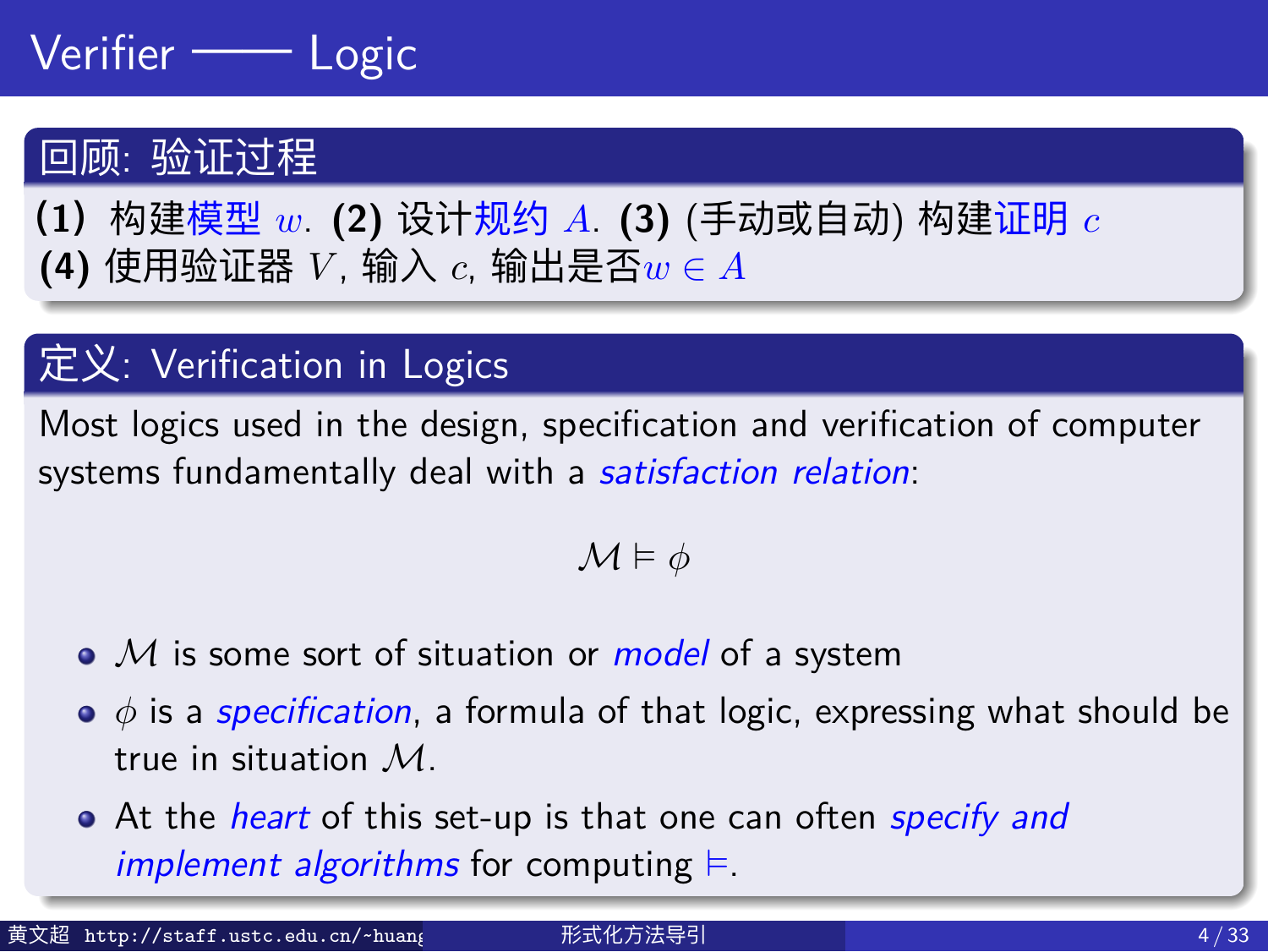# Verifier —— Logic

## 回顾: 验证过程

**(1)** 构建模型 $w$. **(2)** 设计规约 $A$. **(3)** (手动或自动) 构建证明 $c$
**(4)** 使用验证器 $V$, 输入 $c$, 输出是否$w \in A$

## 定义: Verification in Logics

Most logics used in the design, specification and verification of computer systems fundamentally deal with a *satisfaction relation*:

$$\mathcal{M} \vDash \phi$$

- $\mathcal{M}$ is some sort of situation or *model* of a system
- $\phi$ is a *specification*, a formula of that logic, expressing what should be true in situation $\mathcal{M}$.
- At the *heart* of this set-up is that one can often *specify and implement algorithms* for computing $\vDash$.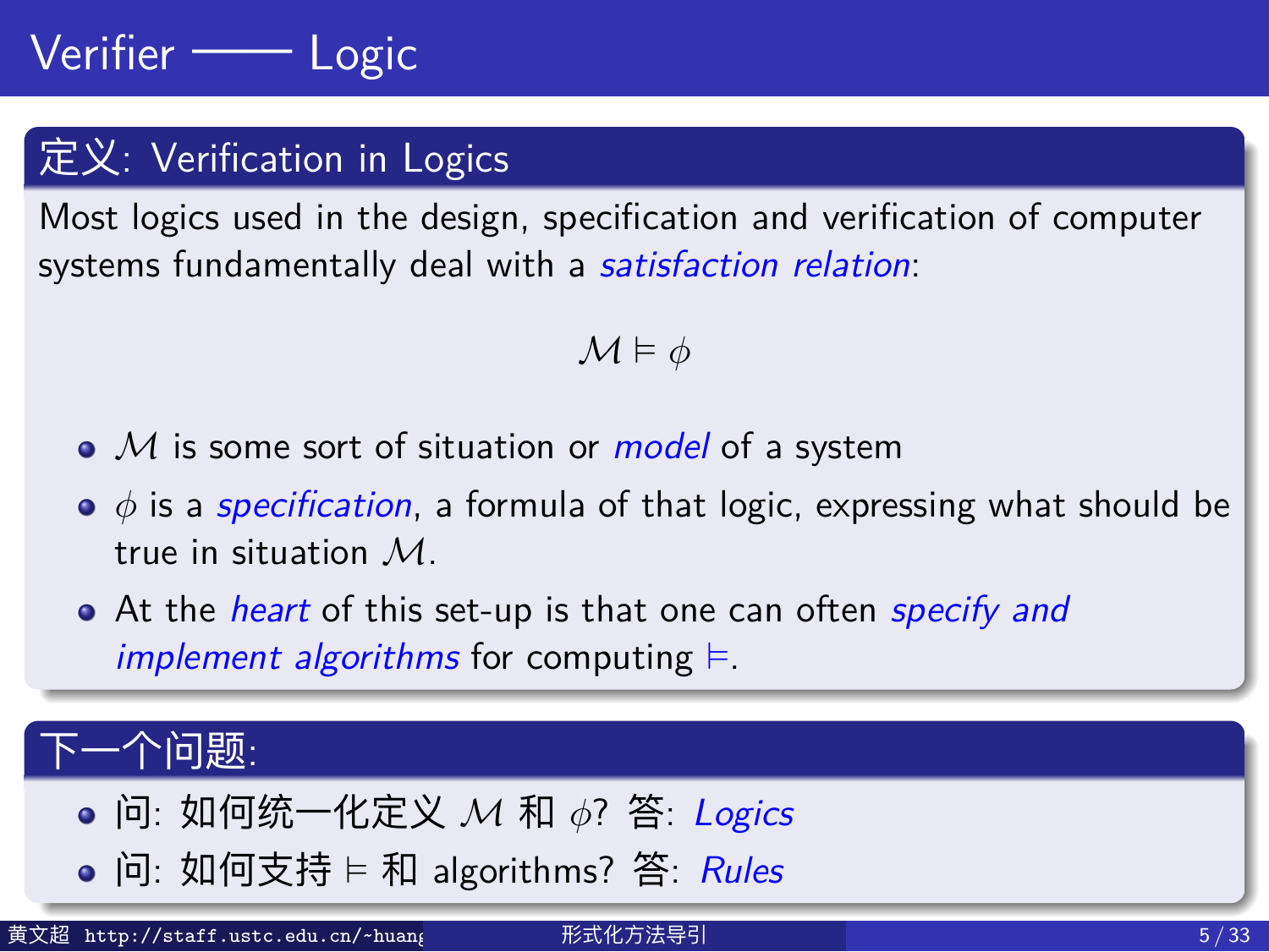# Verifier —— Logic

## 定义: Verification in Logics

Most logics used in the design, specification and verification of computer systems fundamentally deal with a *satisfaction relation*:

$$\mathcal{M} \vDash \phi$$

- $\mathcal{M}$ is some sort of situation or *model* of a system
- $\phi$ is a *specification*, a formula of that logic, expressing what should be true in situation $\mathcal{M}$.
- At the *heart* of this set-up is that one can often *specify and implement algorithms* for computing $\vDash$.

## 下一个问题:

- 问: 如何统一化定义 $\mathcal{M}$ 和 $\phi$? 答: *Logics*
- 问: 如何支持 $\vDash$ 和 algorithms? 答: *Rules*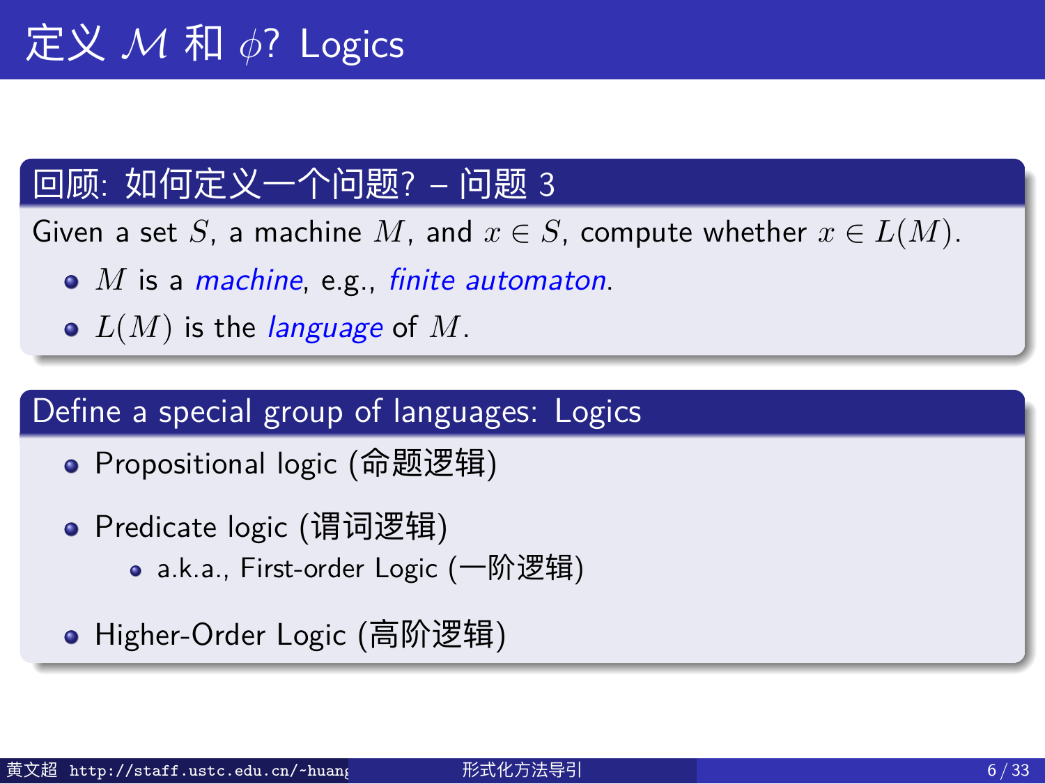# 定义 $\mathcal{M}$ 和 $\phi$? Logics

## 回顾: 如何定义一个问题? – 问题 3

Given a set $S$, a machine $M$, and $x \in S$, compute whether $x \in L(M)$.

- $M$ is a *machine*, e.g., *finite automaton*.
- $L(M)$ is the *language* of $M$.

## Define a special group of languages: Logics

- Propositional logic (命题逻辑)
- Predicate logic (谓词逻辑)
  - a.k.a., First-order Logic (一阶逻辑)
- Higher-Order Logic (高阶逻辑)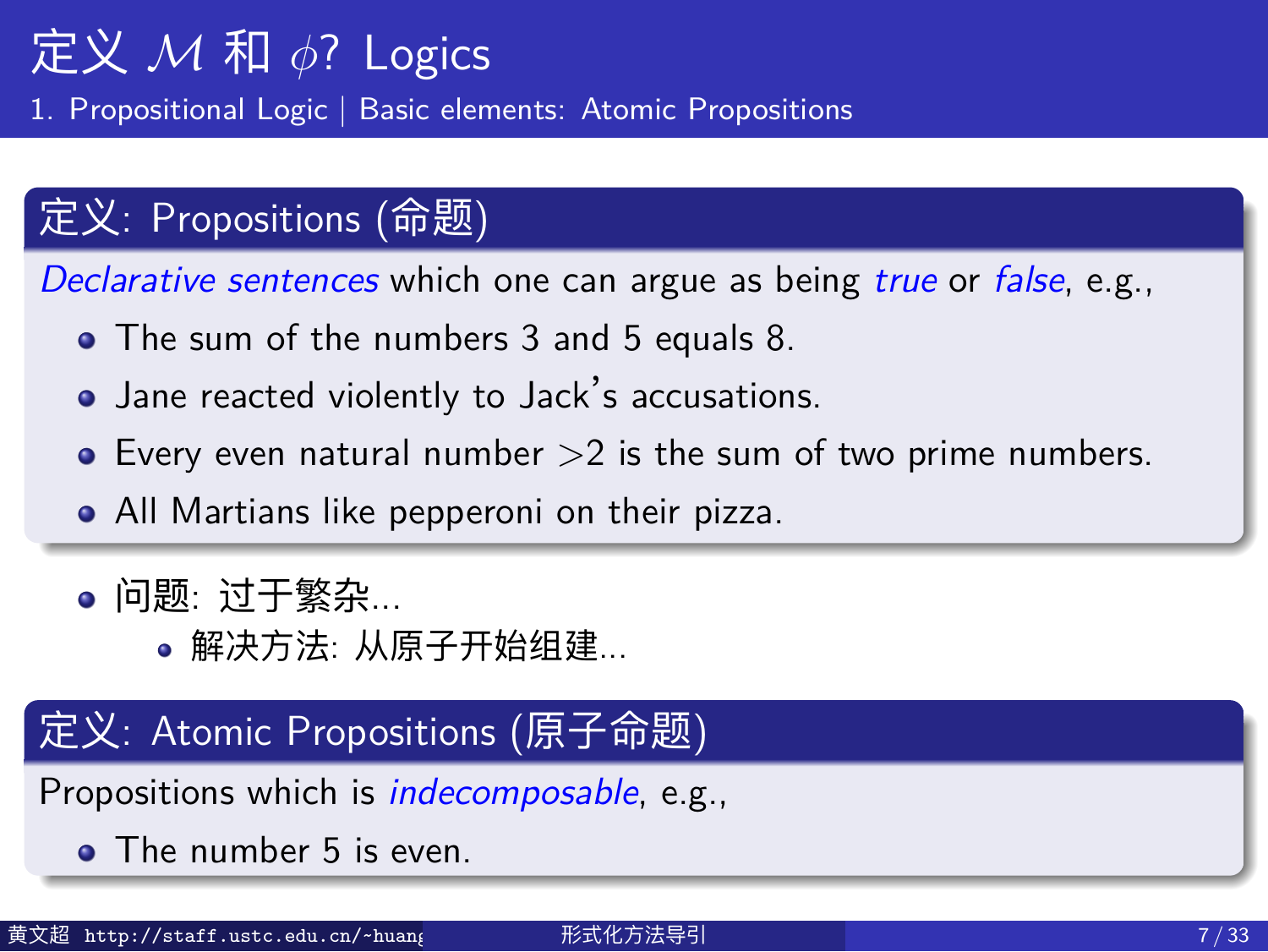# 定义 $\mathcal{M}$ 和 $\phi$? Logics

## 1. Propositional Logic | Basic elements: Atomic Propositions

### 定义: Propositions (命题)

*Declarative sentences* which one can argue as being *true* or *false*, e.g.,

- The sum of the numbers 3 and 5 equals 8.
- Jane reacted violently to Jack's accusations.
- Every even natural number $>2$ is the sum of two prime numbers.
- All Martians like pepperoni on their pizza.

- 问题: 过于繁杂...
  - 解决方法: 从原子开始组建...

### 定义: Atomic Propositions (原子命题)

Propositions which is *indecomposable*, e.g.,

- The number 5 is even.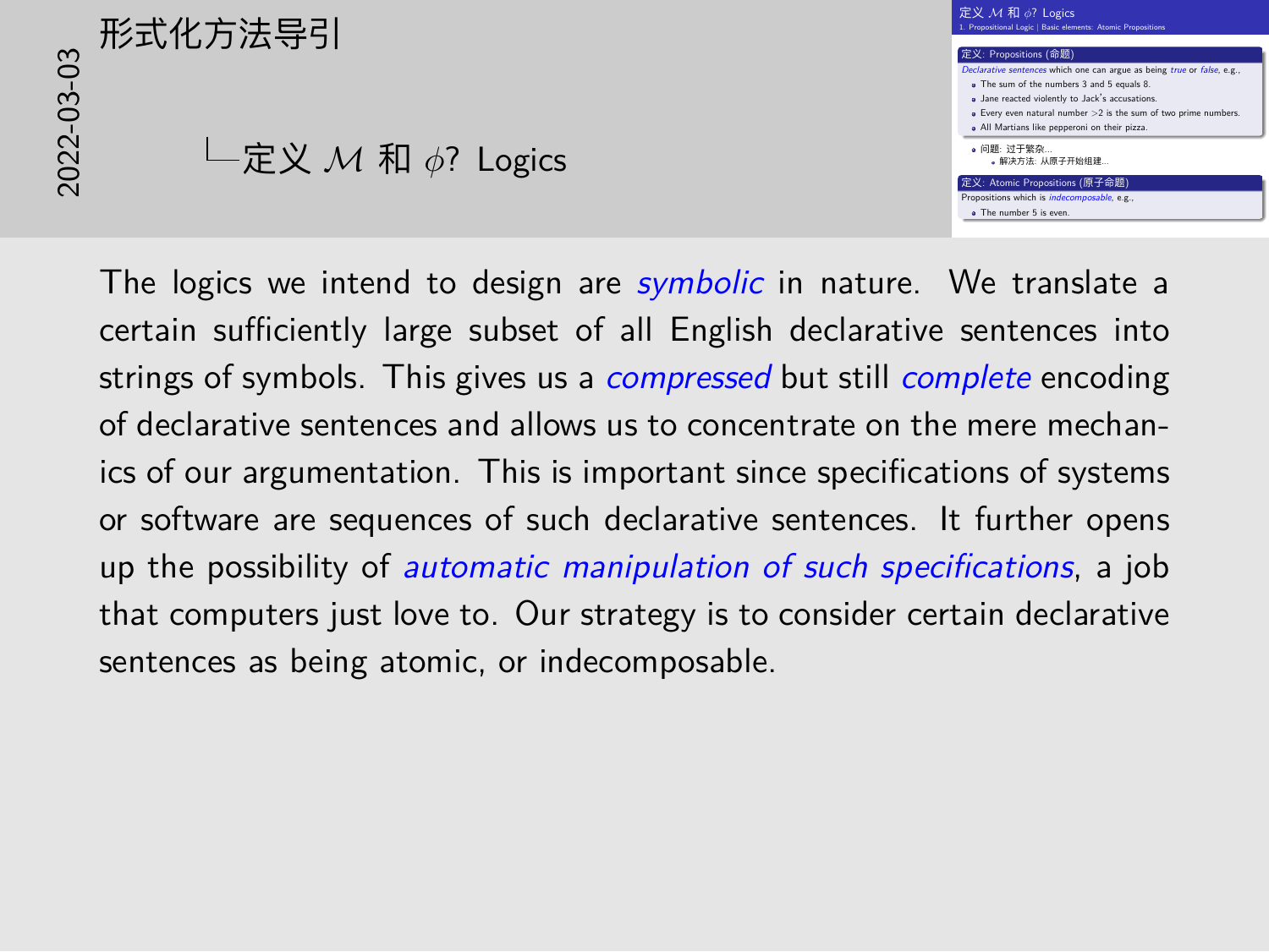# 形式化方法导引

## 定义 $\mathcal{M}$ 和 $\phi$? Logics

### 定义: Propositions (命题)

*Declarative sentences* which one can argue as being *true* or *false*, e.g.,

- The sum of the numbers 3 and 5 equals 8.
- Jane reacted violently to Jack's accusations.
- Every even natural number $>2$ is the sum of two prime numbers.
- All Martians like pepperoni on their pizza.

- 问题: 过于繁杂...
  - 解决方法: 从原子开始组建...

### 定义: Atomic Propositions (原子命题)

Propositions which is *indecomposable*, e.g.,

- The number 5 is even.

The logics we intend to design are *symbolic* in nature. We translate a certain sufficiently large subset of all English declarative sentences into strings of symbols. This gives us a *compressed* but still *complete* encoding of declarative sentences and allows us to concentrate on the mere mechanics of our argumentation. This is important since specifications of systems or software are sequences of such declarative sentences. It further opens up the possibility of *automatic manipulation of such specifications*, a job that computers just love to. Our strategy is to consider certain declarative sentences as being atomic, or indecomposable.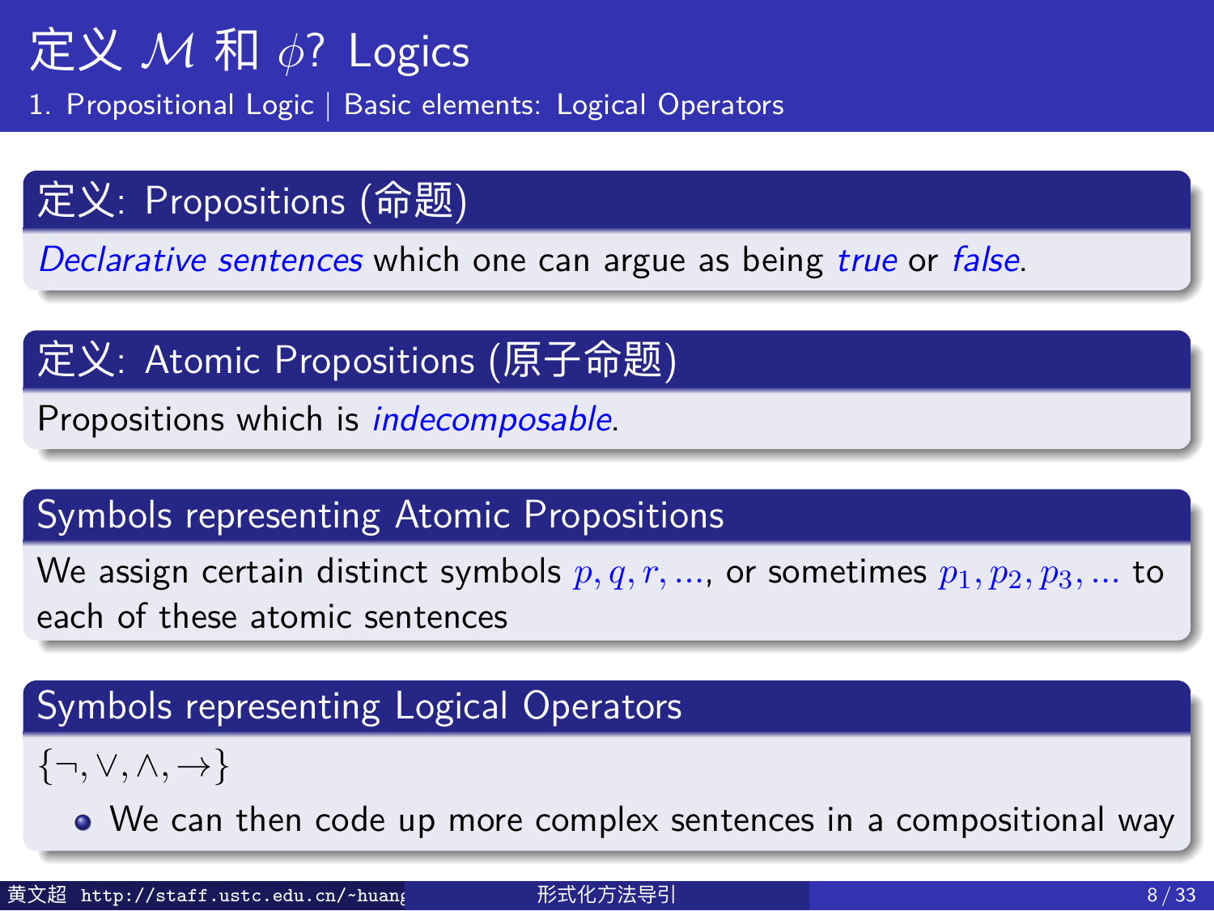# 定义 $\mathcal{M}$ 和 $\phi$? Logics

## 1. Propositional Logic | Basic elements: Logical Operators

### 定义: Propositions (命题)

*Declarative sentences* which one can argue as being *true* or *false*.

### 定义: Atomic Propositions (原子命题)

Propositions which is *indecomposable*.

### Symbols representing Atomic Propositions

We assign certain distinct symbols $p, q, r, ...$, or sometimes $p_1, p_2, p_3, ...$ to each of these atomic sentences

### Symbols representing Logical Operators

$\{\neg, \vee, \wedge, \rightarrow\}$

- We can then code up more complex sentences in a compositional way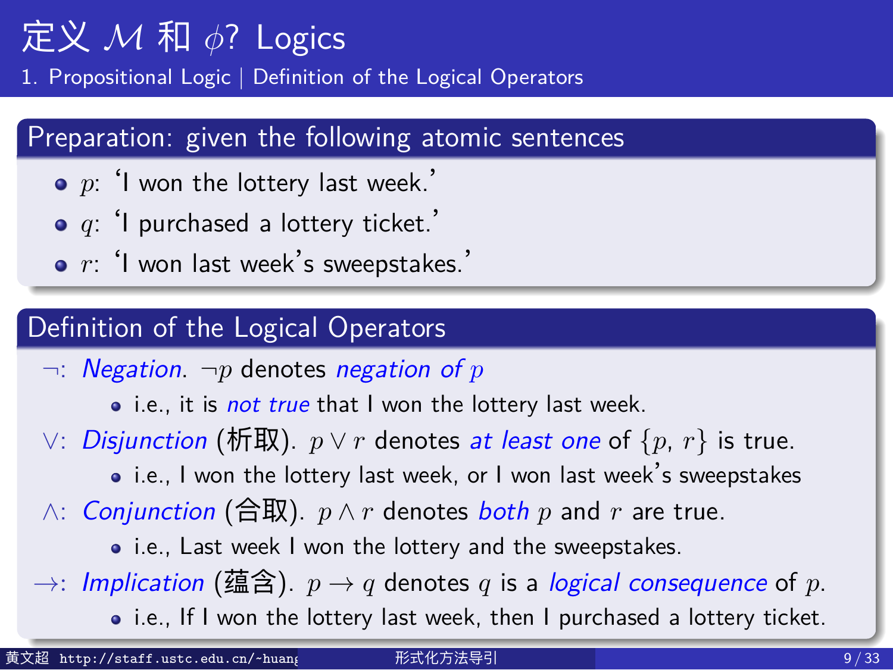# 定义 $\mathcal{M}$ 和 $\phi$? Logics

## 1. Propositional Logic | Definition of the Logical Operators

### Preparation: given the following atomic sentences

- $p$: 'I won the lottery last week.'
- $q$: 'I purchased a lottery ticket.'
- $r$: 'I won last week's sweepstakes.'

### Definition of the Logical Operators

$\neg$: *Negation*. $\neg p$ denotes *negation of* $p$

- i.e., it is *not true* that I won the lottery last week.

$\vee$: *Disjunction* (析取). $p \vee r$ denotes *at least one* of $\{p, r\}$ is true.

- i.e., I won the lottery last week, or I won last week's sweepstakes

$\wedge$: *Conjunction* (合取). $p \wedge r$ denotes *both* $p$ and $r$ are true.

- i.e., Last week I won the lottery and the sweepstakes.

$\rightarrow$: *Implication* (蕴含). $p \rightarrow q$ denotes $q$ is a *logical consequence* of $p$.

- i.e., If I won the lottery last week, then I purchased a lottery ticket.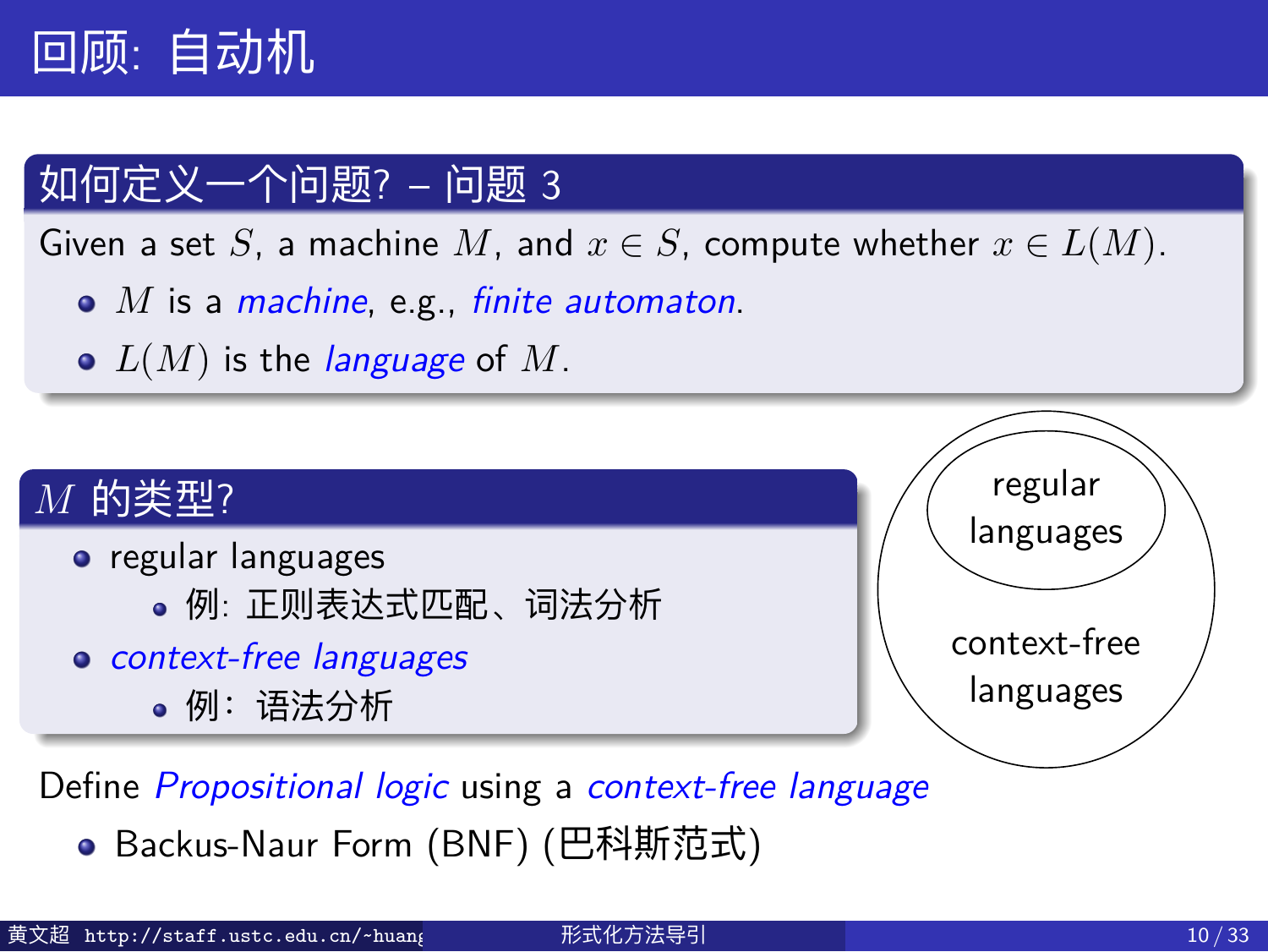# 回顾: 自动机

## 如何定义一个问题? – 问题 3

Given a set $S$, a machine $M$, and $x \in S$, compute whether $x \in L(M)$.

- $M$ is a *machine*, e.g., *finite automaton*.
- $L(M)$ is the *language* of $M$.

## $M$ 的类型?

- regular languages
  - 例: 正则表达式匹配、词法分析
- *context-free languages*
  - 例: 语法分析

regular languages

context-free languages

Define *Propositional logic* using a *context-free language*

- Backus-Naur Form (BNF) (巴科斯范式)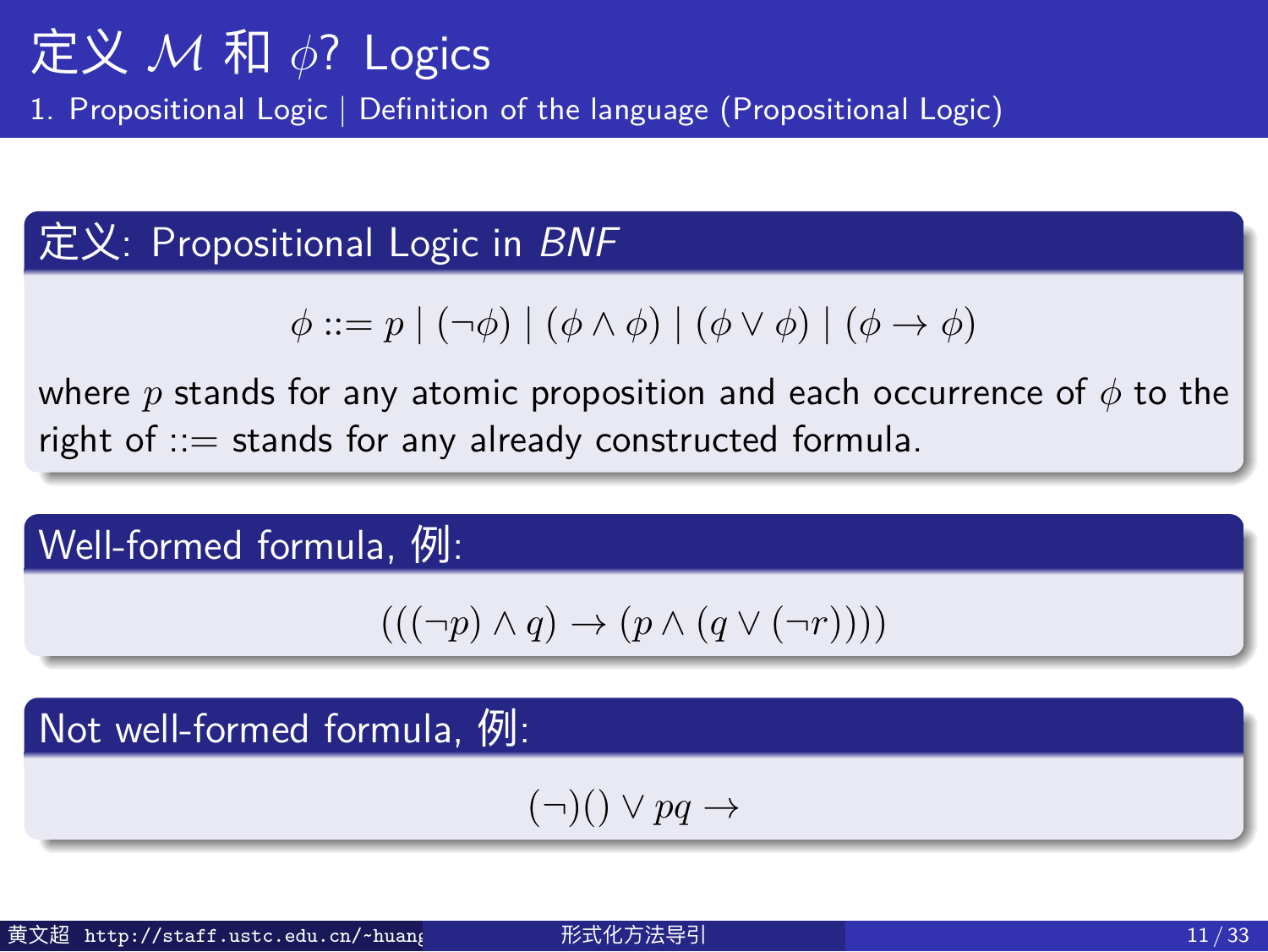# 定义 $\mathcal{M}$ 和 $\phi$? Logics

## 1. Propositional Logic | Definition of the language (Propositional Logic)

### 定义: Propositional Logic in *BNF*

$$\phi ::= p \mid (\neg\phi) \mid (\phi \wedge \phi) \mid (\phi \vee \phi) \mid (\phi \rightarrow \phi)$$

where $p$ stands for any atomic proposition and each occurrence of $\phi$ to the right of $::=$ stands for any already constructed formula.

### Well-formed formula, 例:

$$(((\neg p) \wedge q) \rightarrow (p \wedge (q \vee (\neg r))))$$

### Not well-formed formula, 例:

$$(\neg)() \vee pq \rightarrow$$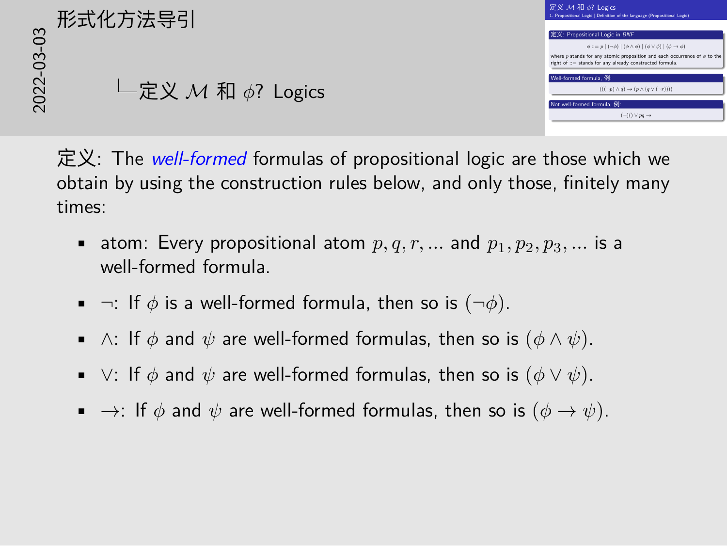# 形式化方法导引

## 定义 $\mathcal{M}$ 和 $\phi$? Logics

### 定义: Propositional Logic in *BNF*

$$\phi ::= p \mid (\neg\phi) \mid (\phi \wedge \phi) \mid (\phi \vee \phi) \mid (\phi \rightarrow \phi)$$

where $p$ stands for any atomic proposition and each occurrence of $\phi$ to the right of $::=$ stands for any already constructed formula.

### Well-formed formula, 例:

$$(((\neg p) \wedge q) \rightarrow (p \wedge (q \vee (\neg r))))$$

### Not well-formed formula, 例:

$$(\neg)() \vee pq \rightarrow$$

定义: The *well-formed* formulas of propositional logic are those which we obtain by using the construction rules below, and only those, finitely many times:

- atom: Every propositional atom $p, q, r, \ldots$ and $p_1, p_2, p_3, \ldots$ is a well-formed formula.
- $\neg$: If $\phi$ is a well-formed formula, then so is $(\neg\phi)$.
- $\wedge$: If $\phi$ and $\psi$ are well-formed formulas, then so is $(\phi \wedge \psi)$.
- $\vee$: If $\phi$ and $\psi$ are well-formed formulas, then so is $(\phi \vee \psi)$.
- $\rightarrow$: If $\phi$ and $\psi$ are well-formed formulas, then so is $(\phi \rightarrow \psi)$.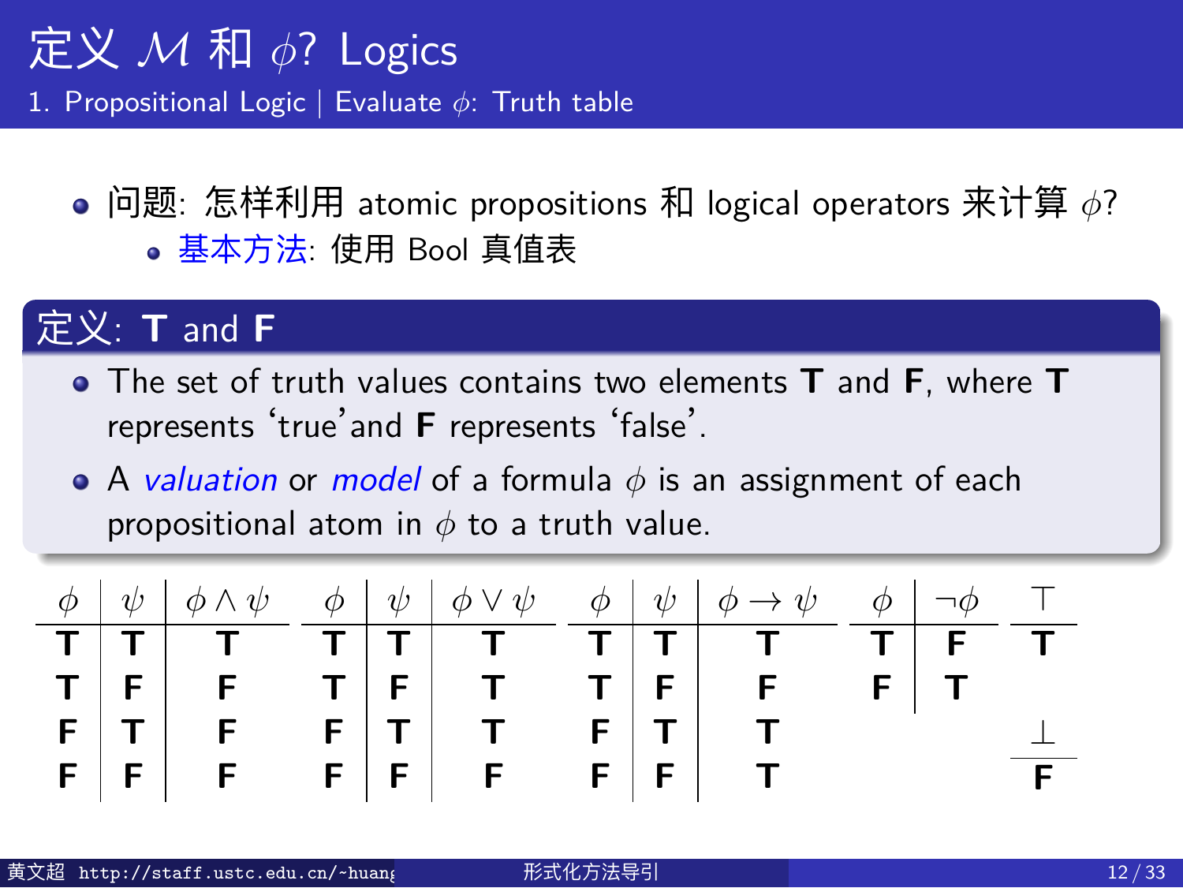# 定义 $\mathcal{M}$ 和 $\phi$? Logics

## 1. Propositional Logic | Evaluate $\phi$: Truth table

- 问题: 怎样利用 atomic propositions 和 logical operators 来计算 $\phi$?
  - 基本方法: 使用 Bool 真值表

### 定义: T and F

- The set of truth values contains two elements **T** and **F**, where **T** represents 'true'and **F** represents 'false'.
- A *valuation* or *model* of a formula $\phi$ is an assignment of each propositional atom in $\phi$ to a truth value.

| $\phi$ | $\psi$ | $\phi \wedge \psi$ |
|---|---|---|
| **T** | **T** | **T** |
| **T** | **F** | **F** |
| **F** | **T** | **F** |
| **F** | **F** | **F** |

| $\phi$ | $\psi$ | $\phi \vee \psi$ |
|---|---|---|
| **T** | **T** | **T** |
| **T** | **F** | **T** |
| **F** | **T** | **T** |
| **F** | **F** | **F** |

| $\phi$ | $\psi$ | $\phi \to \psi$ |
|---|---|---|
| **T** | **T** | **T** |
| **T** | **F** | **F** |
| **F** | **T** | **T** |
| **F** | **F** | **T** |

| $\phi$ | $\neg\phi$ |
|---|---|
| **T** | **F** |
| **F** | **T** |

| $\top$ |
|---|
| **T** |

| $\bot$ |
|---|
| **F** |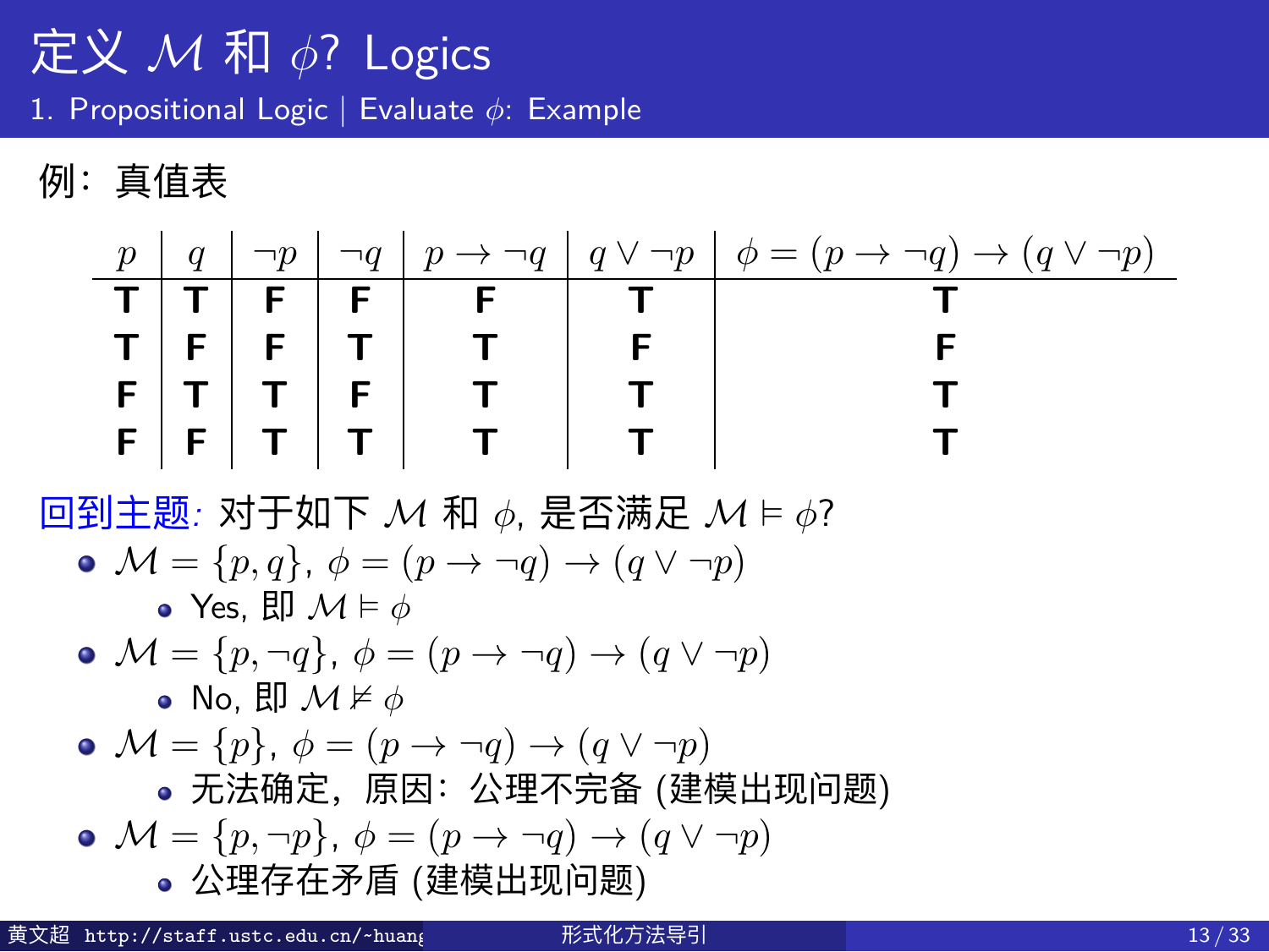# 定义 $\mathcal{M}$ 和 $\phi$? Logics

## 1. Propositional Logic | Evaluate $\phi$: Example

例：真值表

| $p$ | $q$ | $\neg p$ | $\neg q$ | $p \to \neg q$ | $q \vee \neg p$ | $\phi = (p \to \neg q) \to (q \vee \neg p)$ |
|---|---|---|---|---|---|---|
| **T** | **T** | **F** | **F** | **F** | **T** | **T** |
| **T** | **F** | **F** | **T** | **T** | **F** | **F** |
| **F** | **T** | **T** | **F** | **T** | **T** | **T** |
| **F** | **F** | **T** | **T** | **T** | **T** | **T** |

回到主题*:* 对于如下 $\mathcal{M}$ 和 $\phi$, 是否满足 $\mathcal{M} \vDash \phi$?

- $\mathcal{M} = \{p, q\}$, $\phi = (p \to \neg q) \to (q \vee \neg p)$
  - Yes, 即 $\mathcal{M} \vDash \phi$
- $\mathcal{M} = \{p, \neg q\}$, $\phi = (p \to \neg q) \to (q \vee \neg p)$
  - No, 即 $\mathcal{M} \nvDash \phi$
- $\mathcal{M} = \{p\}$, $\phi = (p \to \neg q) \to (q \vee \neg p)$
  - 无法确定，原因：公理不完备 (建模出现问题)
- $\mathcal{M} = \{p, \neg p\}$, $\phi = (p \to \neg q) \to (q \vee \neg p)$
  - 公理存在矛盾 (建模出现问题)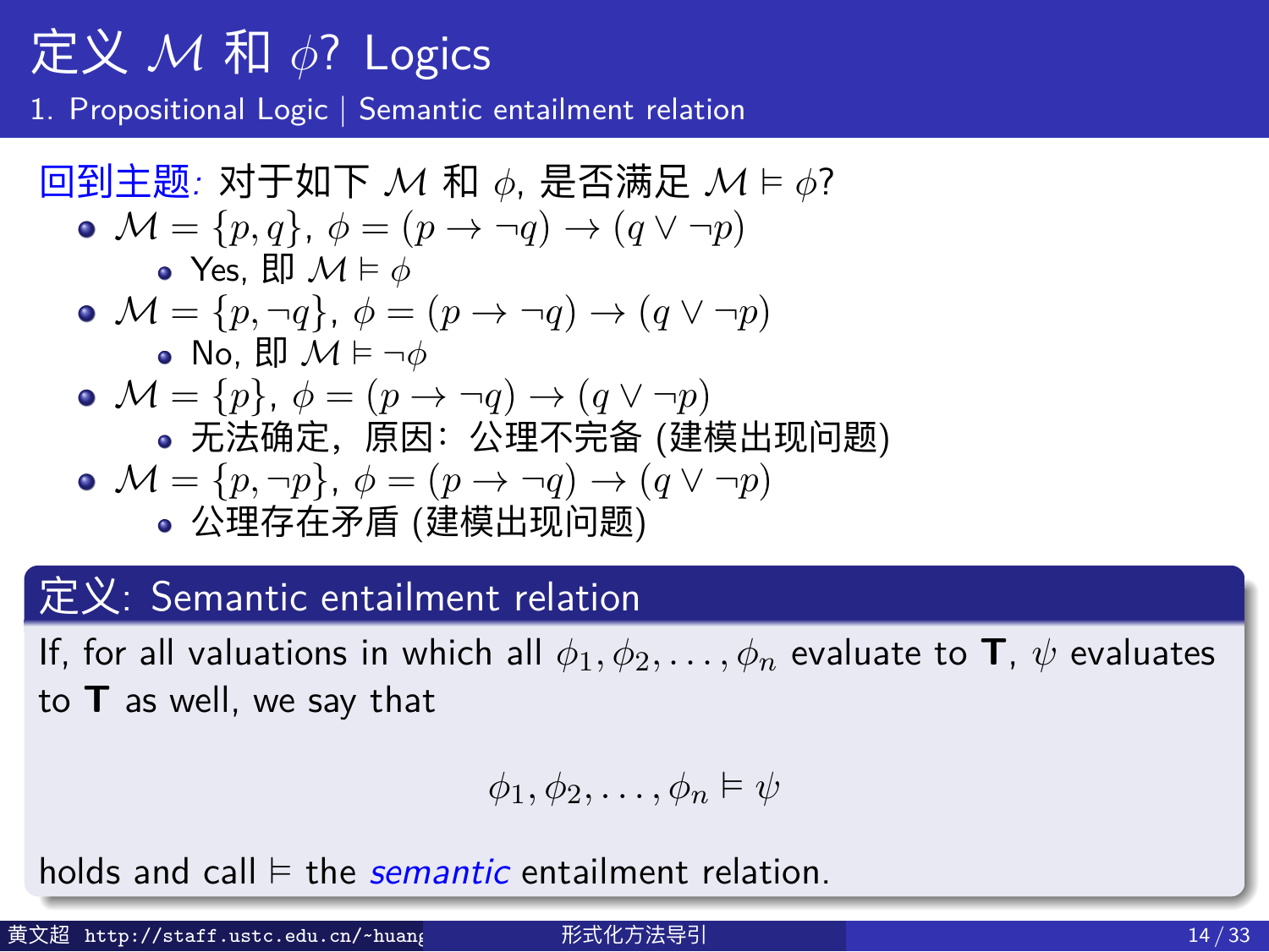# 定义 $\mathcal{M}$ 和 $\phi$? Logics

## 1. Propositional Logic | Semantic entailment relation

回到主题: 对于如下 $\mathcal{M}$ 和 $\phi$, 是否满足 $\mathcal{M} \vDash \phi$?

- $\mathcal{M} = \{p, q\}$, $\phi = (p \to \neg q) \to (q \vee \neg p)$
  - Yes, 即 $\mathcal{M} \vDash \phi$
- $\mathcal{M} = \{p, \neg q\}$, $\phi = (p \to \neg q) \to (q \vee \neg p)$
  - No, 即 $\mathcal{M} \vDash \neg\phi$
- $\mathcal{M} = \{p\}$, $\phi = (p \to \neg q) \to (q \vee \neg p)$
  - 无法确定，原因：公理不完备 (建模出现问题)
- $\mathcal{M} = \{p, \neg p\}$, $\phi = (p \to \neg q) \to (q \vee \neg p)$
  - 公理存在矛盾 (建模出现问题)

**定义: Semantic entailment relation**

If, for all valuations in which all $\phi_1, \phi_2, \ldots, \phi_n$ evaluate to **T**, $\psi$ evaluates to **T** as well, we say that

$$\phi_1, \phi_2, \ldots, \phi_n \vDash \psi$$

holds and call $\vDash$ the *semantic* entailment relation.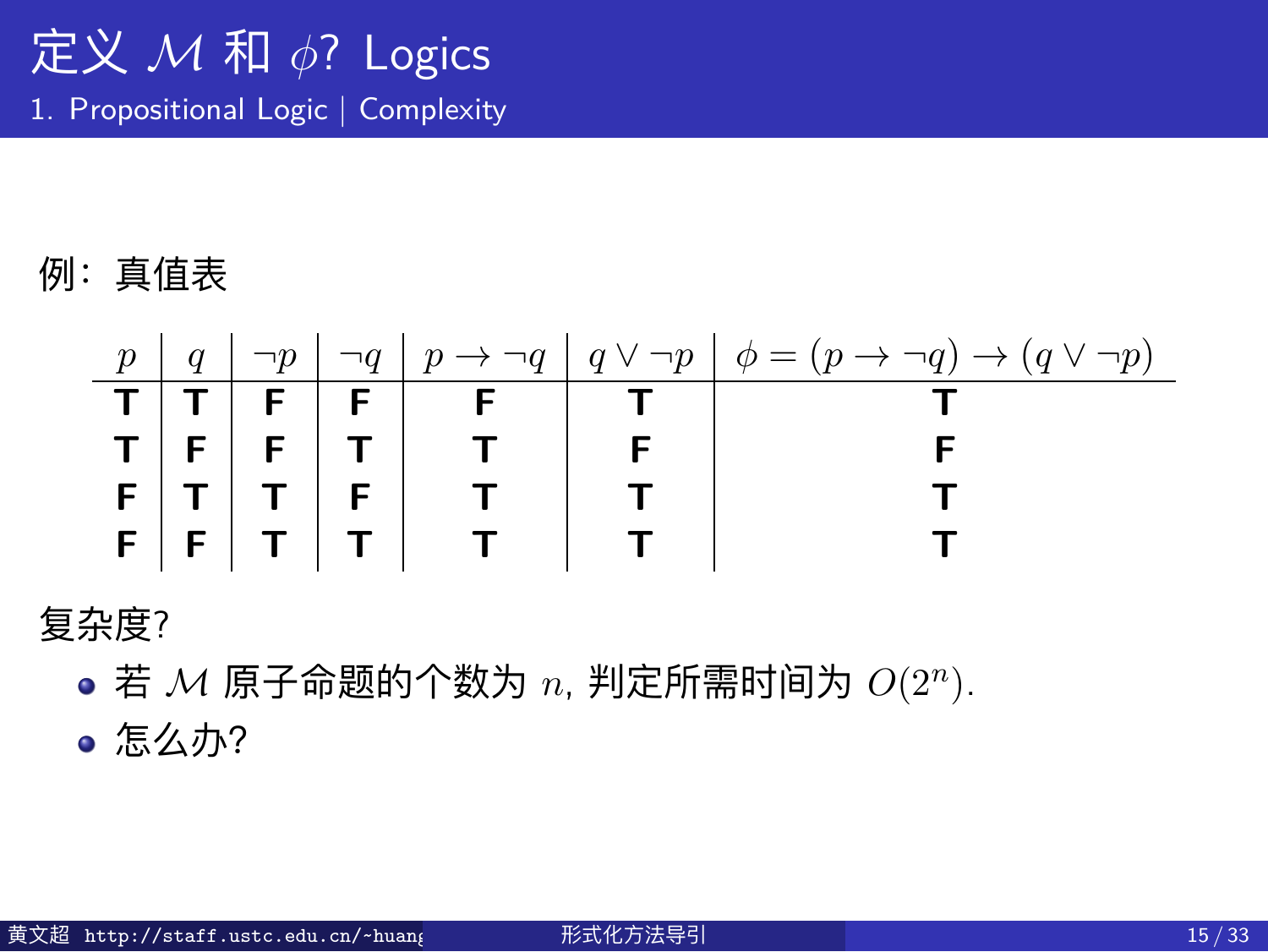# 定义 $\mathcal{M}$ 和 $\phi$? Logics

## 1. Propositional Logic | Complexity

例：真值表

| $p$ | $q$ | $\neg p$ | $\neg q$ | $p \to \neg q$ | $q \vee \neg p$ | $\phi = (p \to \neg q) \to (q \vee \neg p)$ |
|---|---|---|---|---|---|---|
| **T** | **T** | **F** | **F** | **F** | **T** | **T** |
| **T** | **F** | **F** | **T** | **T** | **F** | **F** |
| **F** | **T** | **T** | **F** | **T** | **T** | **T** |
| **F** | **F** | **T** | **T** | **T** | **T** | **T** |

复杂度?

- 若 $\mathcal{M}$ 原子命题的个数为 $n$, 判定所需时间为 $O(2^n)$.
- 怎么办?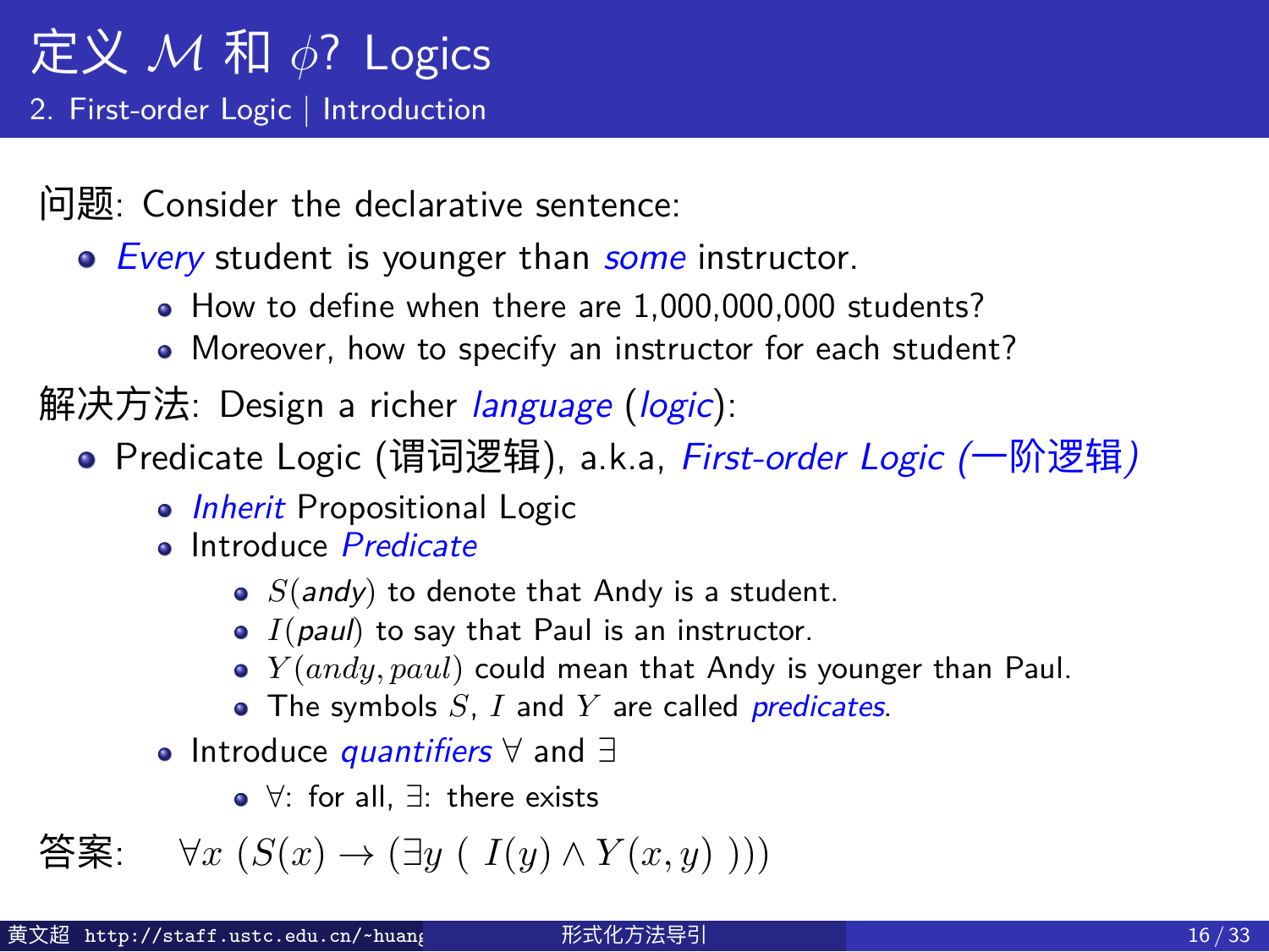# 定义 $\mathcal{M}$ 和 $\phi$? Logics

## 2. First-order Logic | Introduction

问题: Consider the declarative sentence:

- *Every* student is younger than *some* instructor.
  - How to define when there are 1,000,000,000 students?
  - Moreover, how to specify an instructor for each student?

解决方法: Design a richer *language* (*logic*):

- Predicate Logic (谓词逻辑), a.k.a, *First-order Logic (一阶逻辑)*
  - *Inherit* Propositional Logic
  - Introduce *Predicate*
    - $S(\textit{andy})$ to denote that Andy is a student.
    - $I(\textit{paul})$ to say that Paul is an instructor.
    - $Y(andy, paul)$ could mean that Andy is younger than Paul.
    - The symbols $S$, $I$ and $Y$ are called *predicates*.
  - Introduce *quantifiers* $\forall$ and $\exists$
    - $\forall$: for all, $\exists$: there exists

答案: $\forall x\ (S(x) \rightarrow (\exists y\ (\ I(y) \wedge Y(x, y)\ )))$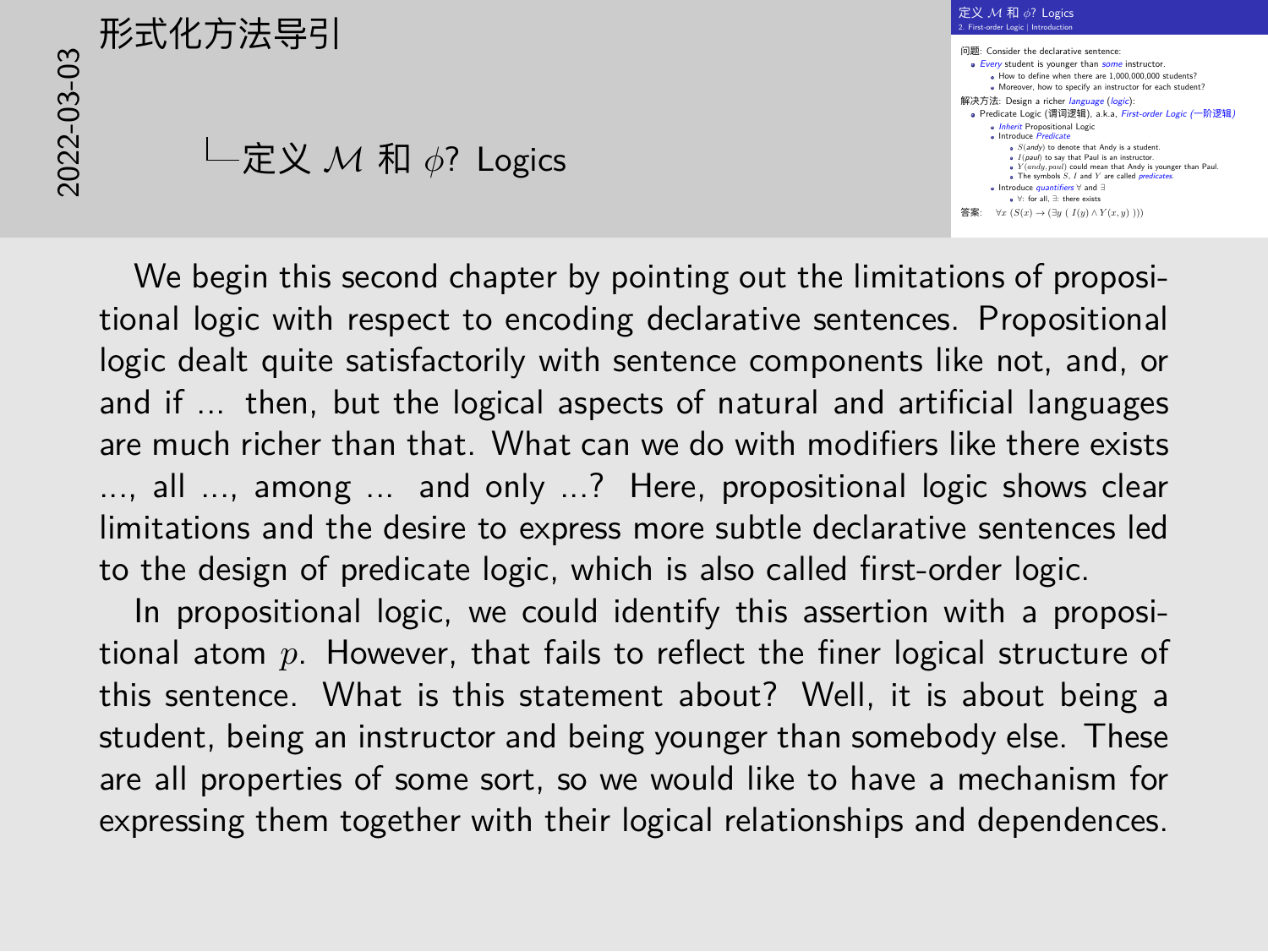# 形式化方法导引

2022-03-03

## └定义 $\mathcal{M}$ 和 $\phi$? Logics

**定义 $\mathcal{M}$ 和 $\phi$? Logics**

2. First-order Logic | Introduction

问题: Consider the declarative sentence:

- *Every* student is younger than *some* instructor.
  - How to define when there are 1,000,000,000 students?
  - Moreover, how to specify an instructor for each student?

解决方法: Design a richer *language* (*logic*):

- Predicate Logic (谓词逻辑), a.k.a, *First-order Logic (一阶逻辑)*
  - *Inherit* Propositional Logic
  - Introduce *Predicate*
    - $S(andy)$ to denote that Andy is a student.
    - $I(paul)$ to say that Paul is an instructor.
    - $Y(andy, paul)$ could mean that Andy is younger than Paul.
    - The symbols $S$, $I$ and $Y$ are called *predicates*.
  - Introduce *quantifiers* $\forall$ and $\exists$
    - $\forall$: for all, $\exists$: there exists

答案: $\forall x\ (S(x) \to (\exists y\ (\ I(y) \wedge Y(x, y)\ )))$

We begin this second chapter by pointing out the limitations of propositional logic with respect to encoding declarative sentences. Propositional logic dealt quite satisfactorily with sentence components like not, and, or and if ... then, but the logical aspects of natural and artificial languages are much richer than that. What can we do with modifiers like there exists ..., all ..., among ... and only ...? Here, propositional logic shows clear limitations and the desire to express more subtle declarative sentences led to the design of predicate logic, which is also called first-order logic.

In propositional logic, we could identify this assertion with a propositional atom $p$. However, that fails to reflect the finer logical structure of this sentence. What is this statement about? Well, it is about being a student, being an instructor and being younger than somebody else. These are all properties of some sort, so we would like to have a mechanism for expressing them together with their logical relationships and dependences.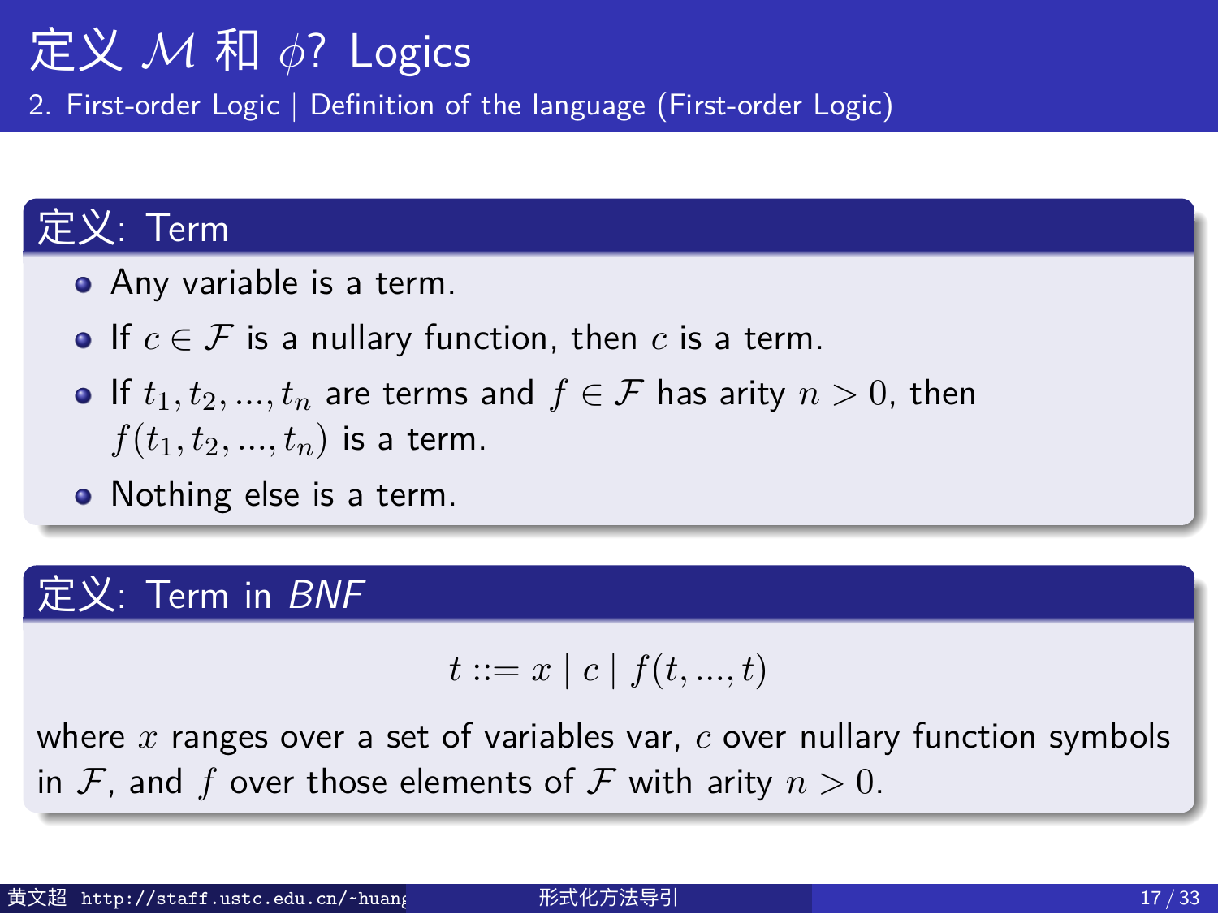# 定义 $\mathcal{M}$ 和 $\phi$? Logics

## 2. First-order Logic | Definition of the language (First-order Logic)

### 定义: Term

- Any variable is a term.
- If $c \in \mathcal{F}$ is a nullary function, then $c$ is a term.
- If $t_1, t_2, ..., t_n$ are terms and $f \in \mathcal{F}$ has arity $n > 0$, then $f(t_1, t_2, ..., t_n)$ is a term.
- Nothing else is a term.

### 定义: Term in *BNF*

$$t ::= x \mid c \mid f(t, ..., t)$$

where $x$ ranges over a set of variables var, $c$ over nullary function symbols in $\mathcal{F}$, and $f$ over those elements of $\mathcal{F}$ with arity $n > 0$.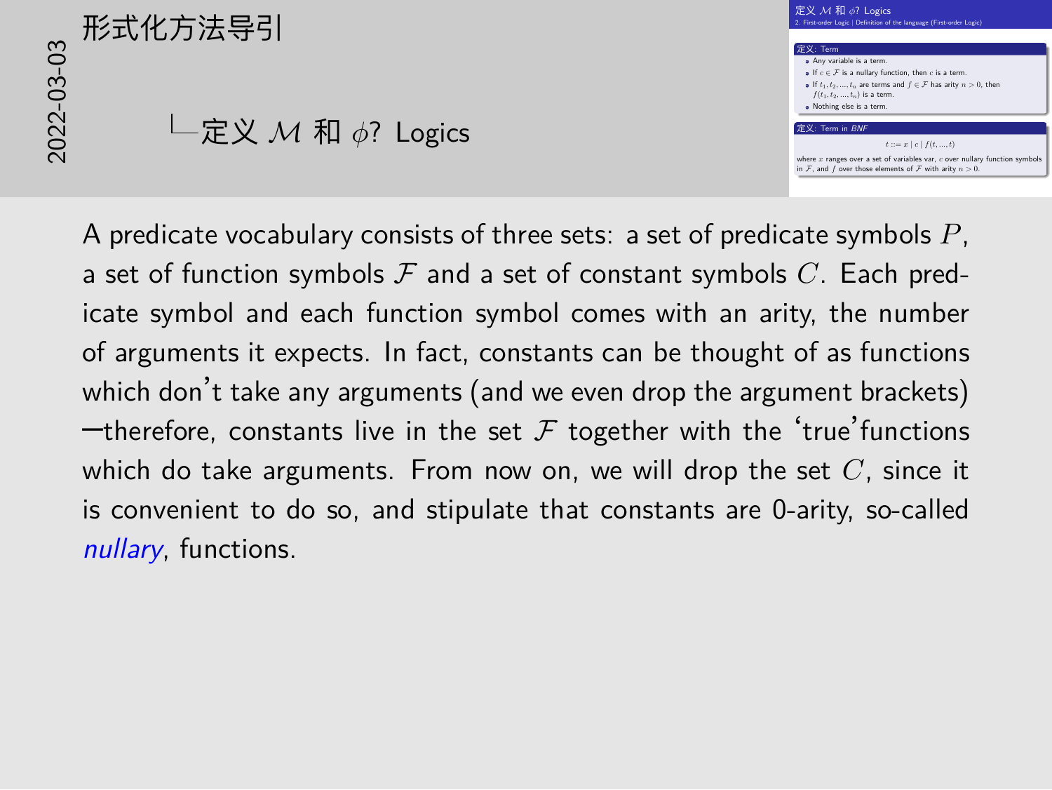# 形式化方法导引

## 定义 $\mathcal{M}$ 和 $\phi$? Logics

### 定义: Term

- Any variable is a term.
- If $c \in \mathcal{F}$ is a nullary function, then $c$ is a term.
- If $t_1, t_2, \ldots, t_n$ are terms and $f \in \mathcal{F}$ has arity $n > 0$, then $f(t_1, t_2, \ldots, t_n)$ is a term.
- Nothing else is a term.

### 定义: Term in *BNF*

$$t ::= x \mid c \mid f(t, \ldots, t)$$

where $x$ ranges over a set of variables var, $c$ over nullary function symbols in $\mathcal{F}$, and $f$ over those elements of $\mathcal{F}$ with arity $n > 0$.

A predicate vocabulary consists of three sets: a set of predicate symbols $P$, a set of function symbols $\mathcal{F}$ and a set of constant symbols $C$. Each predicate symbol and each function symbol comes with an arity, the number of arguments it expects. In fact, constants can be thought of as functions which don't take any arguments (and we even drop the argument brackets) —therefore, constants live in the set $\mathcal{F}$ together with the 'true' functions which do take arguments. From now on, we will drop the set $C$, since it is convenient to do so, and stipulate that constants are 0-arity, so-called *nullary*, functions.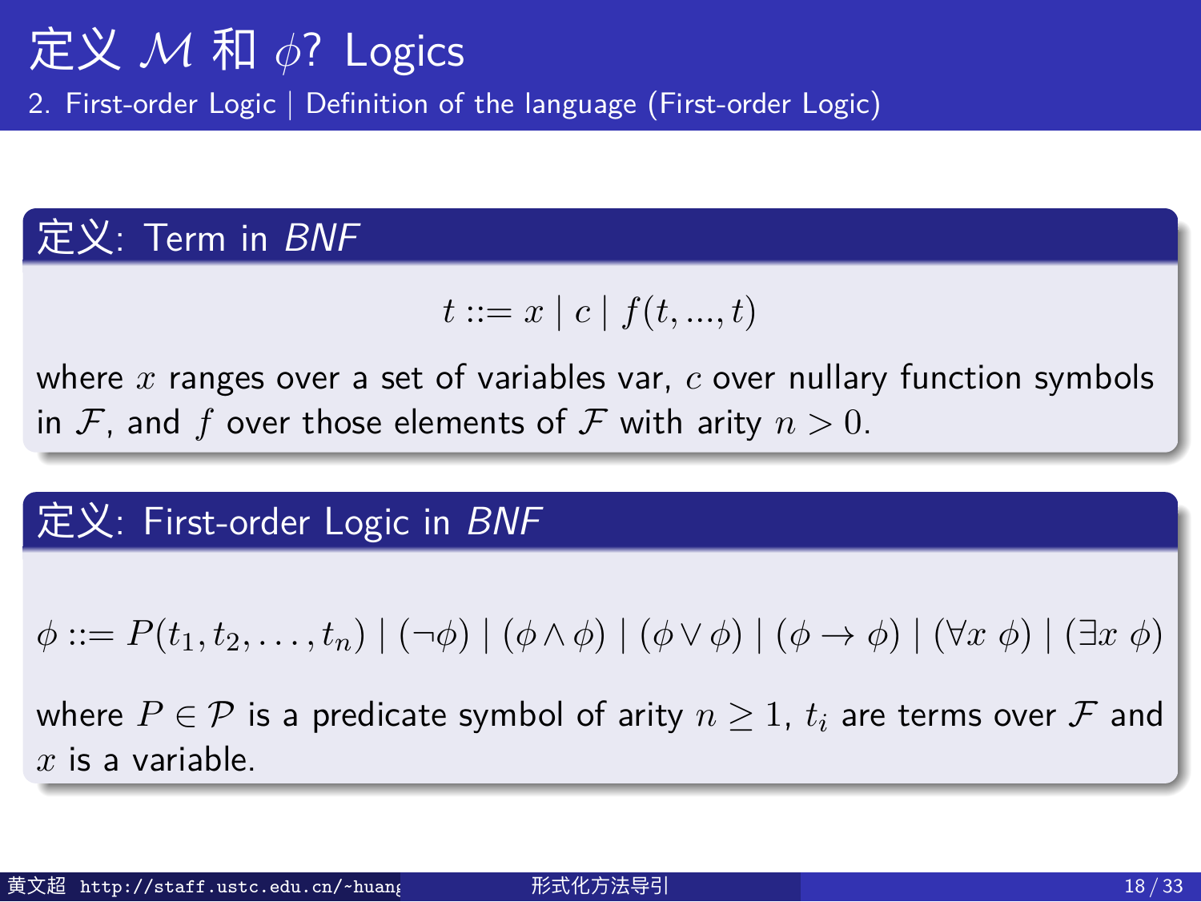# 定义 $\mathcal{M}$ 和 $\phi$? Logics

## 2. First-order Logic | Definition of the language (First-order Logic)

### 定义: Term in *BNF*

$$t ::= x \mid c \mid f(t, ..., t)$$

where $x$ ranges over a set of variables var, $c$ over nullary function symbols in $\mathcal{F}$, and $f$ over those elements of $\mathcal{F}$ with arity $n > 0$.

### 定义: First-order Logic in *BNF*

$$\phi ::= P(t_1, t_2, \ldots, t_n) \mid (\neg\phi) \mid (\phi \wedge \phi) \mid (\phi \vee \phi) \mid (\phi \rightarrow \phi) \mid (\forall x\ \phi) \mid (\exists x\ \phi)$$

where $P \in \mathcal{P}$ is a predicate symbol of arity $n \geq 1$, $t_i$ are terms over $\mathcal{F}$ and $x$ is a variable.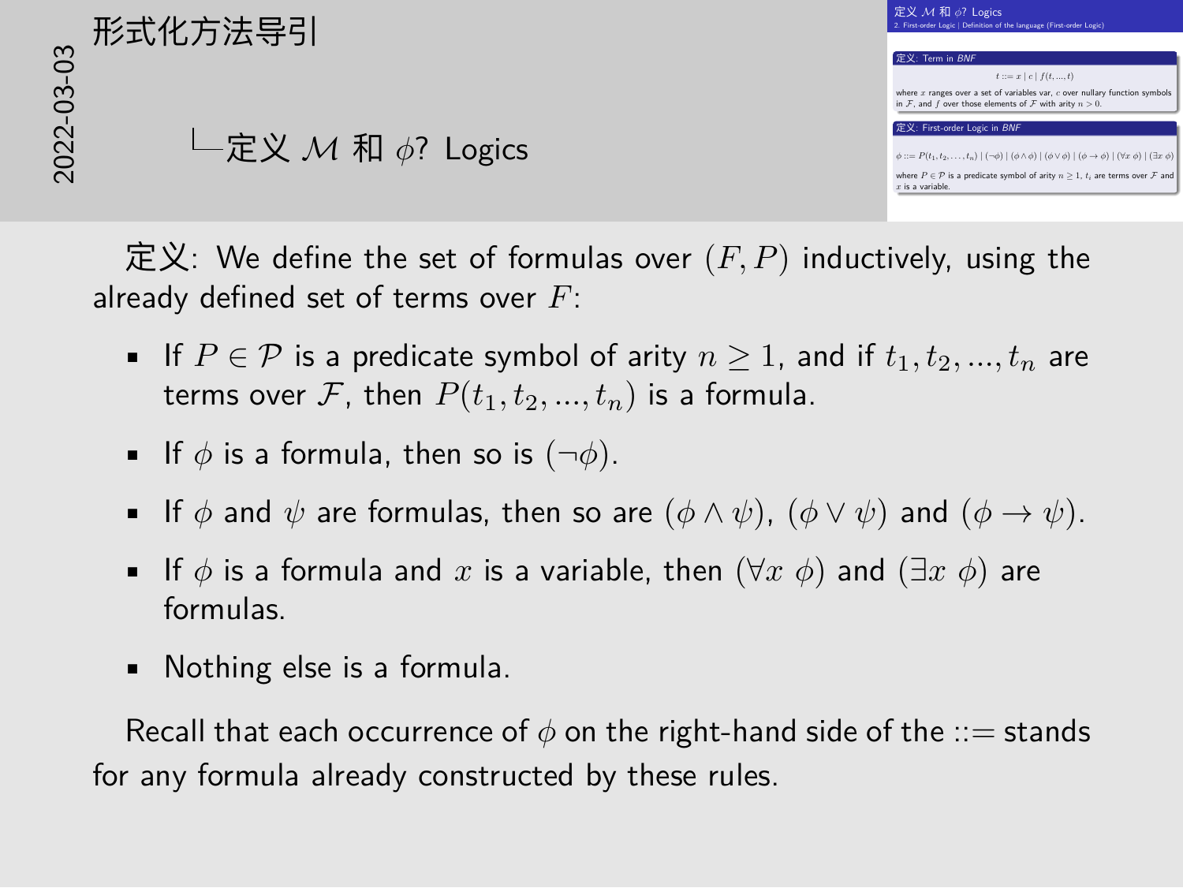# 形式化方法导引

## 定义 $\mathcal{M}$ 和 $\phi$? Logics

定义: We define the set of formulas over $(F, P)$ inductively, using the already defined set of terms over $F$:

- If $P \in \mathcal{P}$ is a predicate symbol of arity $n \geq 1$, and if $t_1, t_2, ..., t_n$ are terms over $\mathcal{F}$, then $P(t_1, t_2, ..., t_n)$ is a formula.
- If $\phi$ is a formula, then so is $(\neg\phi)$.
- If $\phi$ and $\psi$ are formulas, then so are $(\phi \wedge \psi)$, $(\phi \vee \psi)$ and $(\phi \rightarrow \psi)$.
- If $\phi$ is a formula and $x$ is a variable, then $(\forall x\ \phi)$ and $(\exists x\ \phi)$ are formulas.
- Nothing else is a formula.

Recall that each occurrence of $\phi$ on the right-hand side of the $::=$ stands for any formula already constructed by these rules.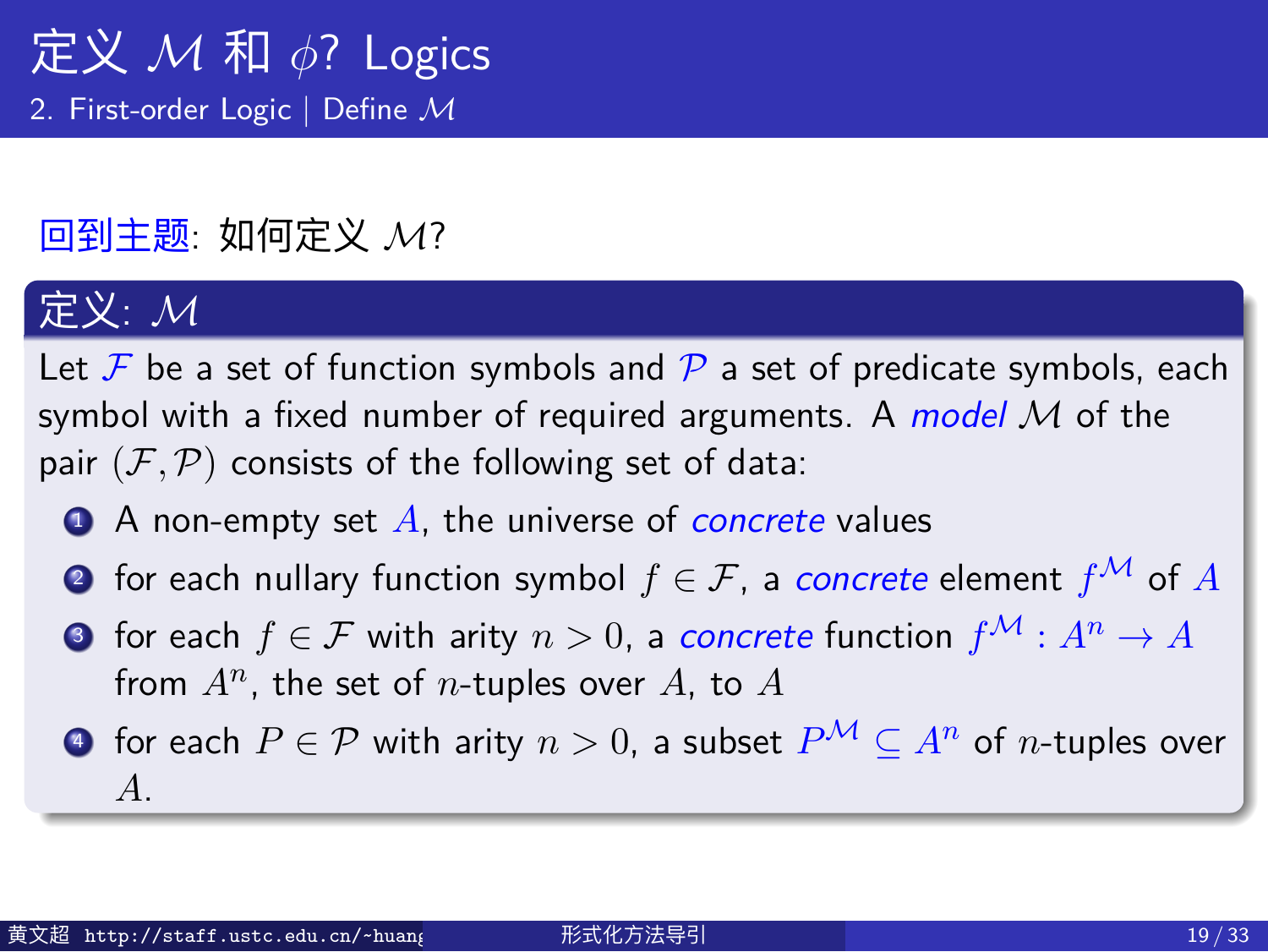# 定义 $\mathcal{M}$ 和 $\phi$? Logics

## 2. First-order Logic | Define $\mathcal{M}$

回到主题: 如何定义 $\mathcal{M}$?

**定义: $\mathcal{M}$**

Let $\mathcal{F}$ be a set of function symbols and $\mathcal{P}$ a set of predicate symbols, each symbol with a fixed number of required arguments. A *model* $\mathcal{M}$ of the pair $(\mathcal{F}, \mathcal{P})$ consists of the following set of data:

1. A non-empty set $A$, the universe of *concrete* values
2. for each nullary function symbol $f \in \mathcal{F}$, a *concrete* element $f^{\mathcal{M}}$ of $A$
3. for each $f \in \mathcal{F}$ with arity $n > 0$, a *concrete* function $f^{\mathcal{M}} : A^n \to A$ from $A^n$, the set of $n$-tuples over $A$, to $A$
4. for each $P \in \mathcal{P}$ with arity $n > 0$, a subset $P^{\mathcal{M}} \subseteq A^n$ of $n$-tuples over $A$.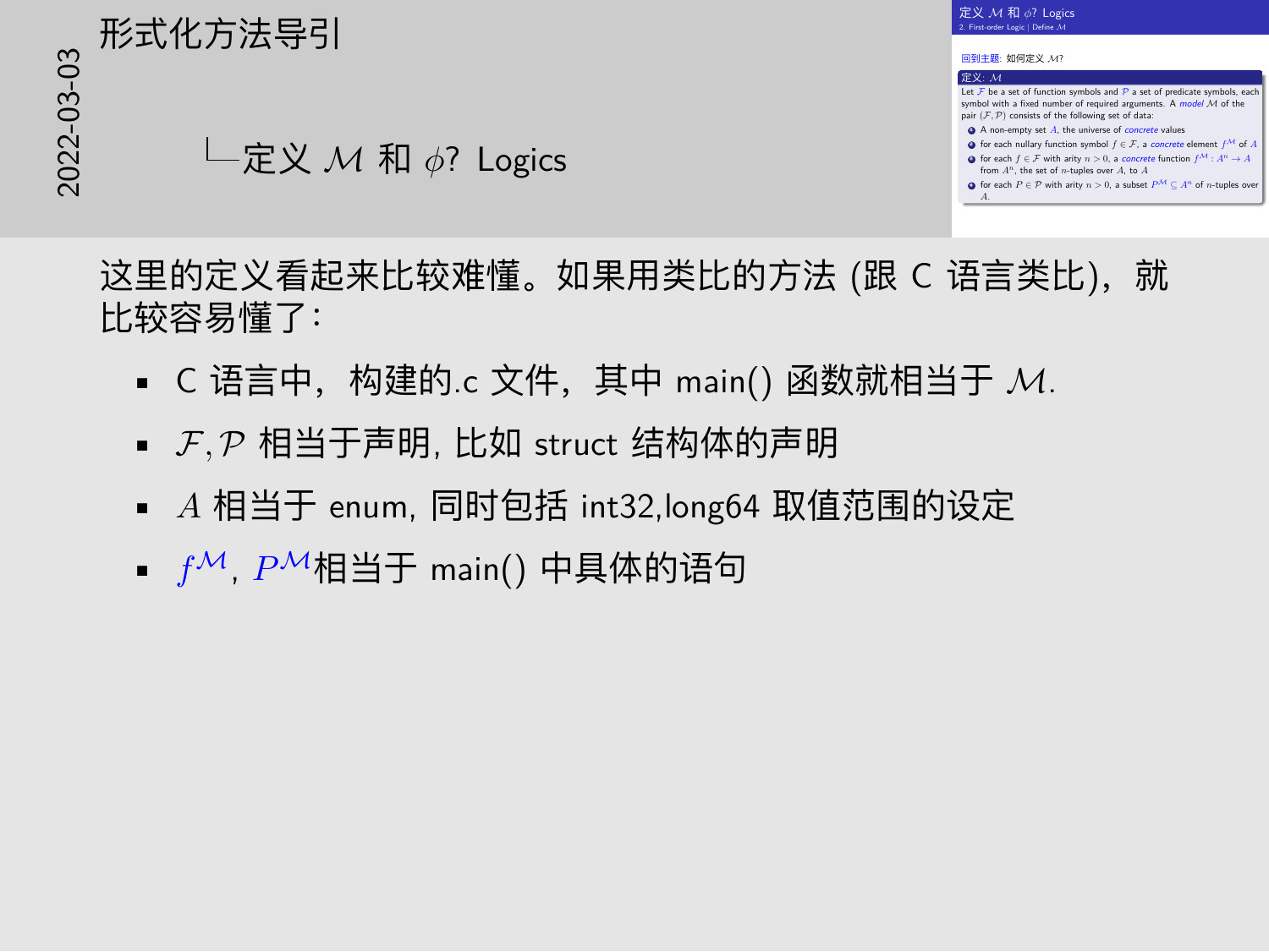# 形式化方法导引

## └定义 $\mathcal{M}$ 和 $\phi$? Logics

**定义 $\mathcal{M}$ 和 $\phi$? Logics**

2. First-order Logic | Define $\mathcal{M}$

回到主题: 如何定义 $\mathcal{M}$?

**定义: $\mathcal{M}$**

Let $\mathcal{F}$ be a set of function symbols and $\mathcal{P}$ a set of predicate symbols, each symbol with a fixed number of required arguments. A *model* $\mathcal{M}$ of the pair $(\mathcal{F}, \mathcal{P})$ consists of the following set of data:

1. A non-empty set $A$, the universe of *concrete* values
2. for each nullary function symbol $f \in \mathcal{F}$, a *concrete* element $f^{\mathcal{M}}$ of $A$
3. for each $f \in \mathcal{F}$ with arity $n > 0$, a *concrete* function $f^{\mathcal{M}} : A^n \to A$ from $A^n$, the set of $n$-tuples over $A$, to $A$
4. for each $P \in \mathcal{P}$ with arity $n > 0$, a subset $P^{\mathcal{M}} \subseteq A^n$ of $n$-tuples over $A$.

这里的定义看起来比较难懂。如果用类比的方法 (跟 C 语言类比)，就比较容易懂了：

- C 语言中，构建的.c 文件，其中 main() 函数就相当于 $\mathcal{M}$.
- $\mathcal{F}, \mathcal{P}$ 相当于声明, 比如 struct 结构体的声明
- $A$ 相当于 enum, 同时包括 int32,long64 取值范围的设定
- $f^{\mathcal{M}}$, $P^{\mathcal{M}}$相当于 main() 中具体的语句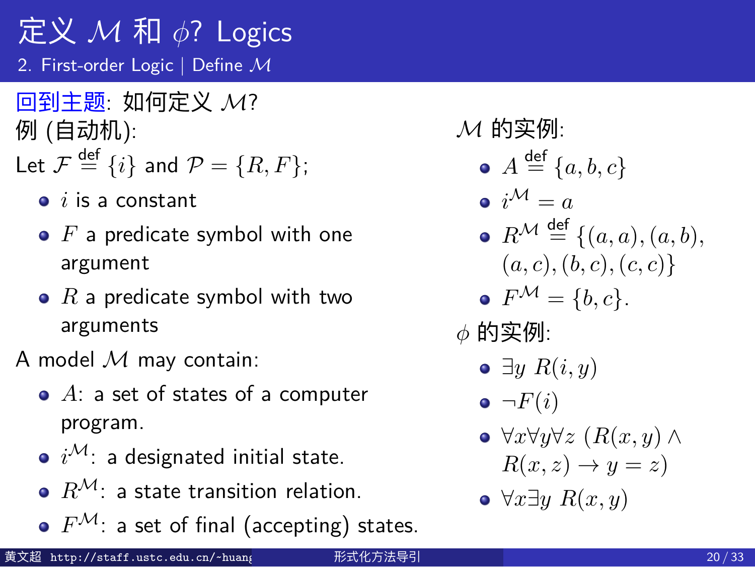# 定义 $\mathcal{M}$ 和 $\phi$? Logics

## 2. First-order Logic | Define $\mathcal{M}$

回到主题: 如何定义 $\mathcal{M}$?

例 (自动机):

Let $\mathcal{F} \stackrel{\text{def}}{=} \{i\}$ and $\mathcal{P} = \{R, F\}$;

- $i$ is a constant
- $F$ a predicate symbol with one argument
- $R$ a predicate symbol with two arguments

A model $\mathcal{M}$ may contain:

- $A$: a set of states of a computer program.
- $i^{\mathcal{M}}$: a designated initial state.
- $R^{\mathcal{M}}$: a state transition relation.
- $F^{\mathcal{M}}$: a set of final (accepting) states.

$\mathcal{M}$ 的实例:

- $A \stackrel{\text{def}}{=} \{a, b, c\}$
- $i^{\mathcal{M}} = a$
- $R^{\mathcal{M}} \stackrel{\text{def}}{=} \{(a,a), (a,b), (a,c), (b,c), (c,c)\}$
- $F^{\mathcal{M}} = \{b, c\}$.

$\phi$ 的实例:

- $\exists y\ R(i, y)$
- $\neg F(i)$
- $\forall x \forall y \forall z\ (R(x,y) \land R(x,z) \rightarrow y = z)$
- $\forall x \exists y\ R(x, y)$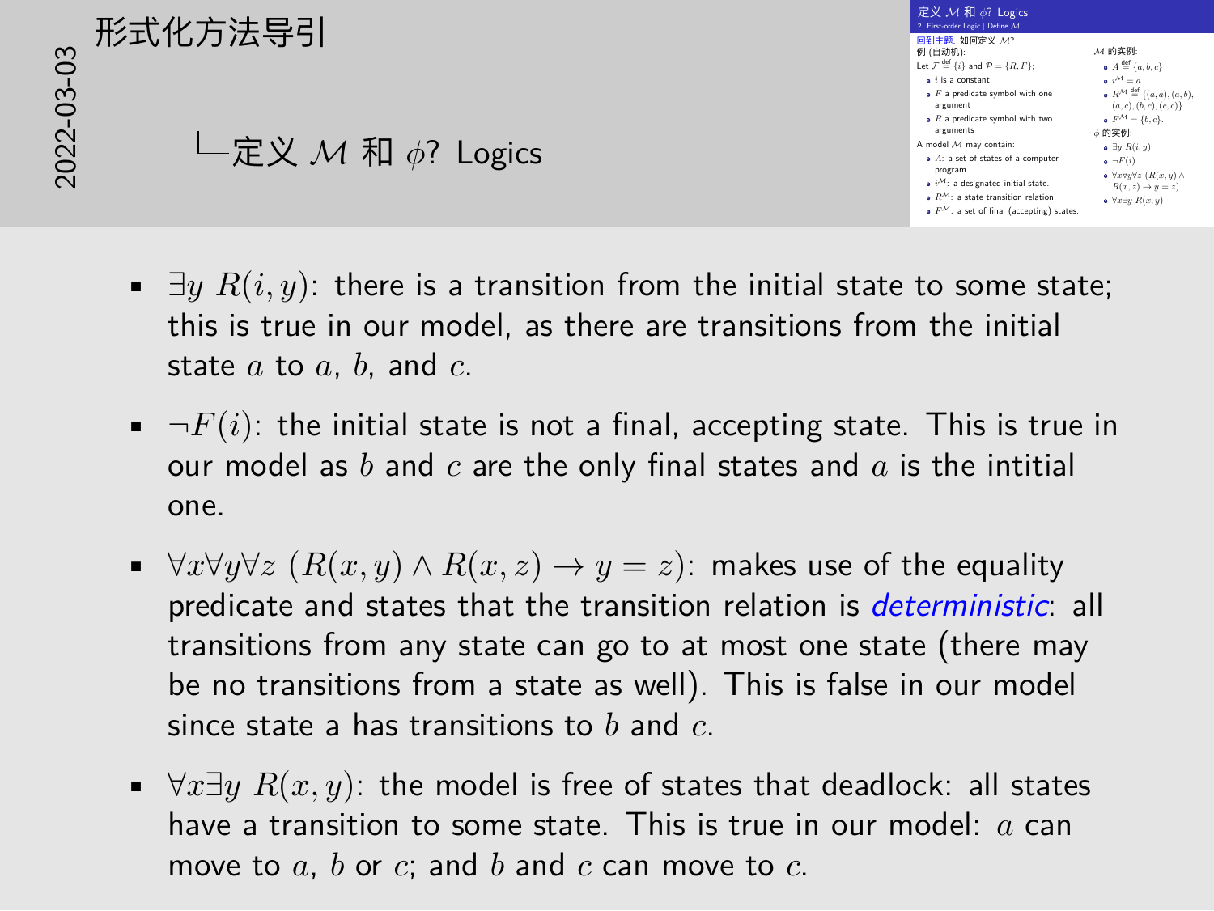# 形式化方法导引

## └定义 $\mathcal{M}$ 和 $\phi$? Logics

**定义 $\mathcal{M}$ 和 $\phi$? Logics**

2. First-order Logic | Define $\mathcal{M}$

回到主题: 如何定义 $\mathcal{M}$?

例 (自动机):

Let $\mathcal{F} \stackrel{\text{def}}{=} \{i\}$ and $\mathcal{P} = \{R, F\}$;

- $i$ is a constant
- $F$ a predicate symbol with one argument
- $R$ a predicate symbol with two arguments

A model $\mathcal{M}$ may contain:

- $A$: a set of states of a computer program.
- $i^{\mathcal{M}}$: a designated initial state.
- $R^{\mathcal{M}}$: a state transition relation.
- $F^{\mathcal{M}}$: a set of final (accepting) states.

$\mathcal{M}$ 的实例:

- $A \stackrel{\text{def}}{=} \{a, b, c\}$
- $i^{\mathcal{M}} = a$
- $R^{\mathcal{M}} \stackrel{\text{def}}{=} \{(a,a), (a,b), (a,c), (b,c), (c,c)\}$
- $F^{\mathcal{M}} = \{b, c\}$.

$\phi$ 的实例:

- $\exists y\ R(i,y)$
- $\neg F(i)$
- $\forall x \forall y \forall z\ (R(x,y) \wedge R(x,z) \rightarrow y = z)$
- $\forall x \exists y\ R(x,y)$

---

- $\exists y\ R(i, y)$: there is a transition from the initial state to some state; this is true in our model, as there are transitions from the initial state $a$ to $a$, $b$, and $c$.
- $\neg F(i)$: the initial state is not a final, accepting state. This is true in our model as $b$ and $c$ are the only final states and $a$ is the intitial one.
- $\forall x \forall y \forall z\ (R(x, y) \wedge R(x, z) \rightarrow y = z)$: makes use of the equality predicate and states that the transition relation is *deterministic*: all transitions from any state can go to at most one state (there may be no transitions from a state as well). This is false in our model since state a has transitions to $b$ and $c$.
- $\forall x \exists y\ R(x, y)$: the model is free of states that deadlock: all states have a transition to some state. This is true in our model: $a$ can move to $a$, $b$ or $c$; and $b$ and $c$ can move to $c$.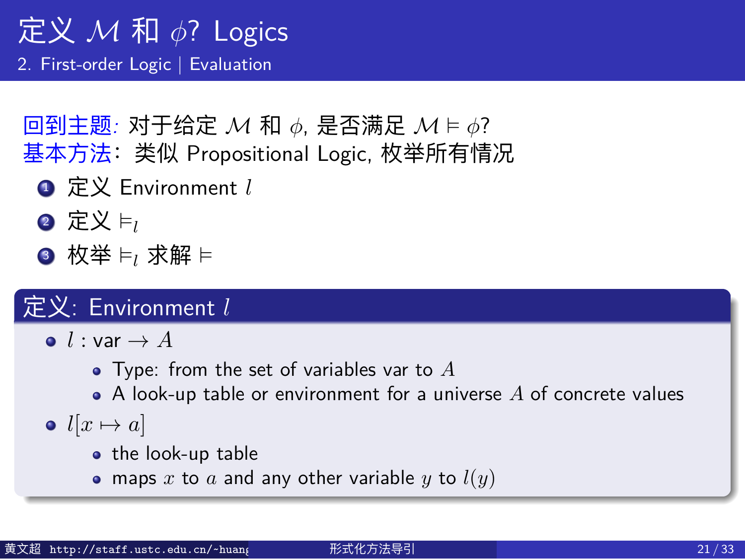# 定义 $\mathcal{M}$ 和 $\phi$? Logics

## 2. First-order Logic | Evaluation

回到主题: 对于给定 $\mathcal{M}$ 和 $\phi$, 是否满足 $\mathcal{M} \vDash \phi$?
基本方法: 类似 Propositional Logic, 枚举所有情况

1. 定义 Environment $l$
2. 定义 $\vDash_l$
3. 枚举 $\vDash_l$ 求解 $\vDash$

### 定义: Environment $l$

- $l$ : var $\to A$
  - Type: from the set of variables var to $A$
  - A look-up table or environment for a universe $A$ of concrete values
- $l[x \mapsto a]$
  - the look-up table
  - maps $x$ to $a$ and any other variable $y$ to $l(y)$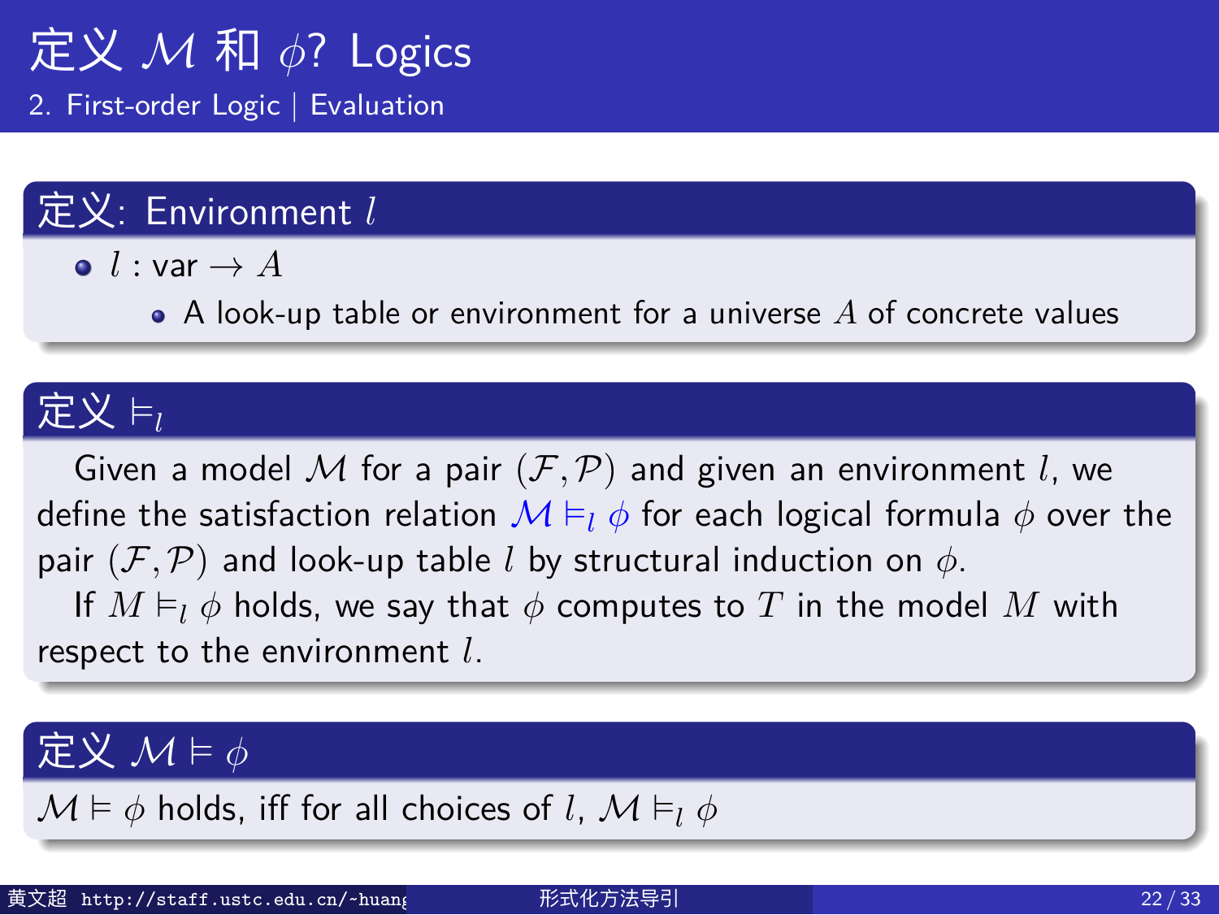# 定义 $\mathcal{M}$ 和 $\phi$? Logics

## 2. First-order Logic | Evaluation

### 定义: Environment $l$

- $l$ : var $\rightarrow A$
  - A look-up table or environment for a universe $A$ of concrete values

### 定义 $\models_l$

Given a model $\mathcal{M}$ for a pair $(\mathcal{F}, \mathcal{P})$ and given an environment $l$, we define the satisfaction relation $\mathcal{M} \models_l \phi$ for each logical formula $\phi$ over the pair $(\mathcal{F}, \mathcal{P})$ and look-up table $l$ by structural induction on $\phi$.

If $M \models_l \phi$ holds, we say that $\phi$ computes to $T$ in the model $M$ with respect to the environment $l$.

### 定义 $\mathcal{M} \models \phi$

$\mathcal{M} \models \phi$ holds, iff for all choices of $l$, $\mathcal{M} \models_l \phi$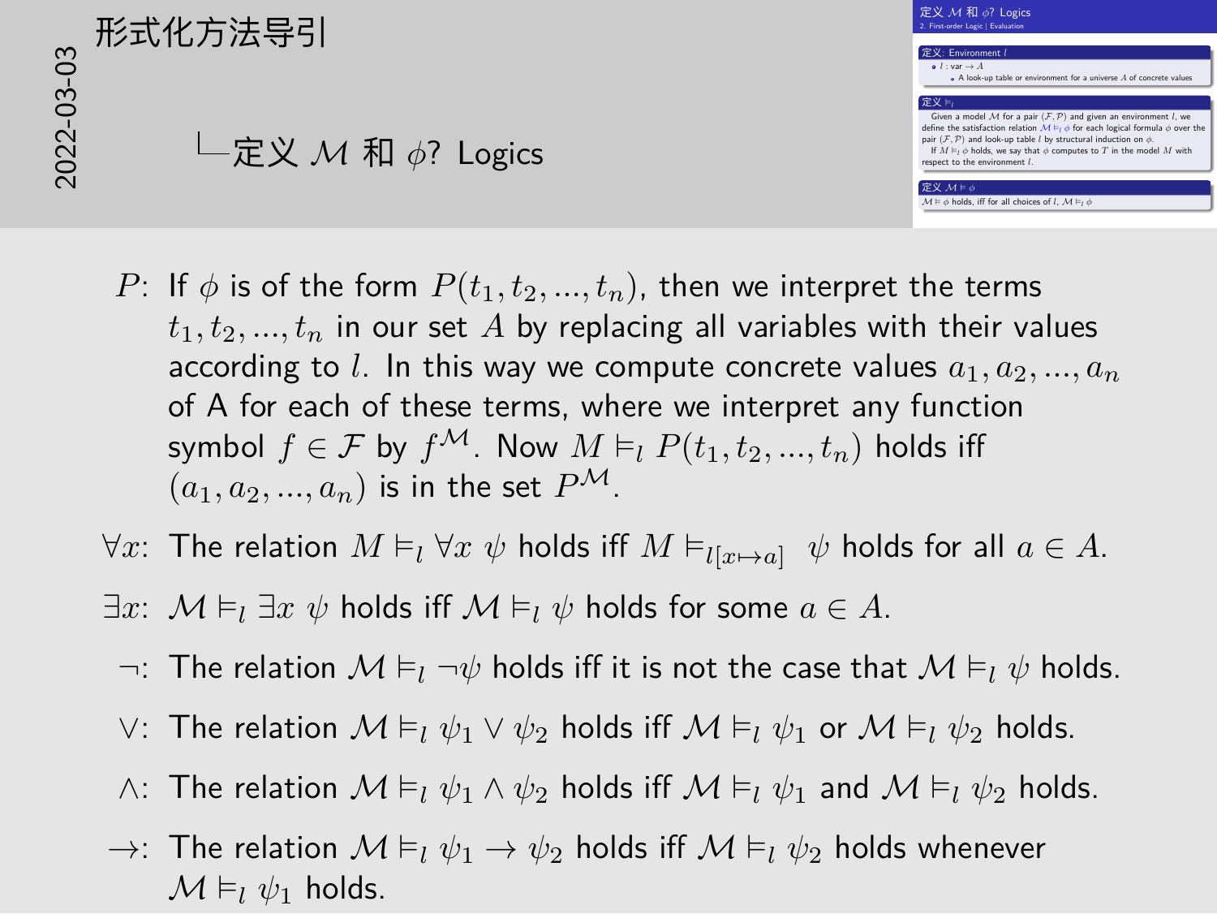# 定义 $\mathcal{M}$ 和 $\phi$? Logics

- $P$: If $\phi$ is of the form $P(t_1, t_2, ..., t_n)$, then we interpret the terms $t_1, t_2, ..., t_n$ in our set $A$ by replacing all variables with their values according to $l$. In this way we compute concrete values $a_1, a_2, ..., a_n$ of A for each of these terms, where we interpret any function symbol $f \in \mathcal{F}$ by $f^{\mathcal{M}}$. Now $M \vDash_l P(t_1, t_2, ..., t_n)$ holds iff $(a_1, a_2, ..., a_n)$ is in the set $P^{\mathcal{M}}$.
- $\forall x$: The relation $M \vDash_l \forall x\ \psi$ holds iff $M \vDash_{l[x \mapsto a]}\ \psi$ holds for all $a \in A$.
- $\exists x$: $\mathcal{M} \vDash_l \exists x\ \psi$ holds iff $\mathcal{M} \vDash_l \psi$ holds for some $a \in A$.
- $\neg$: The relation $\mathcal{M} \vDash_l \neg\psi$ holds iff it is not the case that $\mathcal{M} \vDash_l \psi$ holds.
- $\vee$: The relation $\mathcal{M} \vDash_l \psi_1 \vee \psi_2$ holds iff $\mathcal{M} \vDash_l \psi_1$ or $\mathcal{M} \vDash_l \psi_2$ holds.
- $\wedge$: The relation $\mathcal{M} \vDash_l \psi_1 \wedge \psi_2$ holds iff $\mathcal{M} \vDash_l \psi_1$ and $\mathcal{M} \vDash_l \psi_2$ holds.
- $\rightarrow$: The relation $\mathcal{M} \vDash_l \psi_1 \rightarrow \psi_2$ holds iff $\mathcal{M} \vDash_l \psi_2$ holds whenever $\mathcal{M} \vDash_l \psi_1$ holds.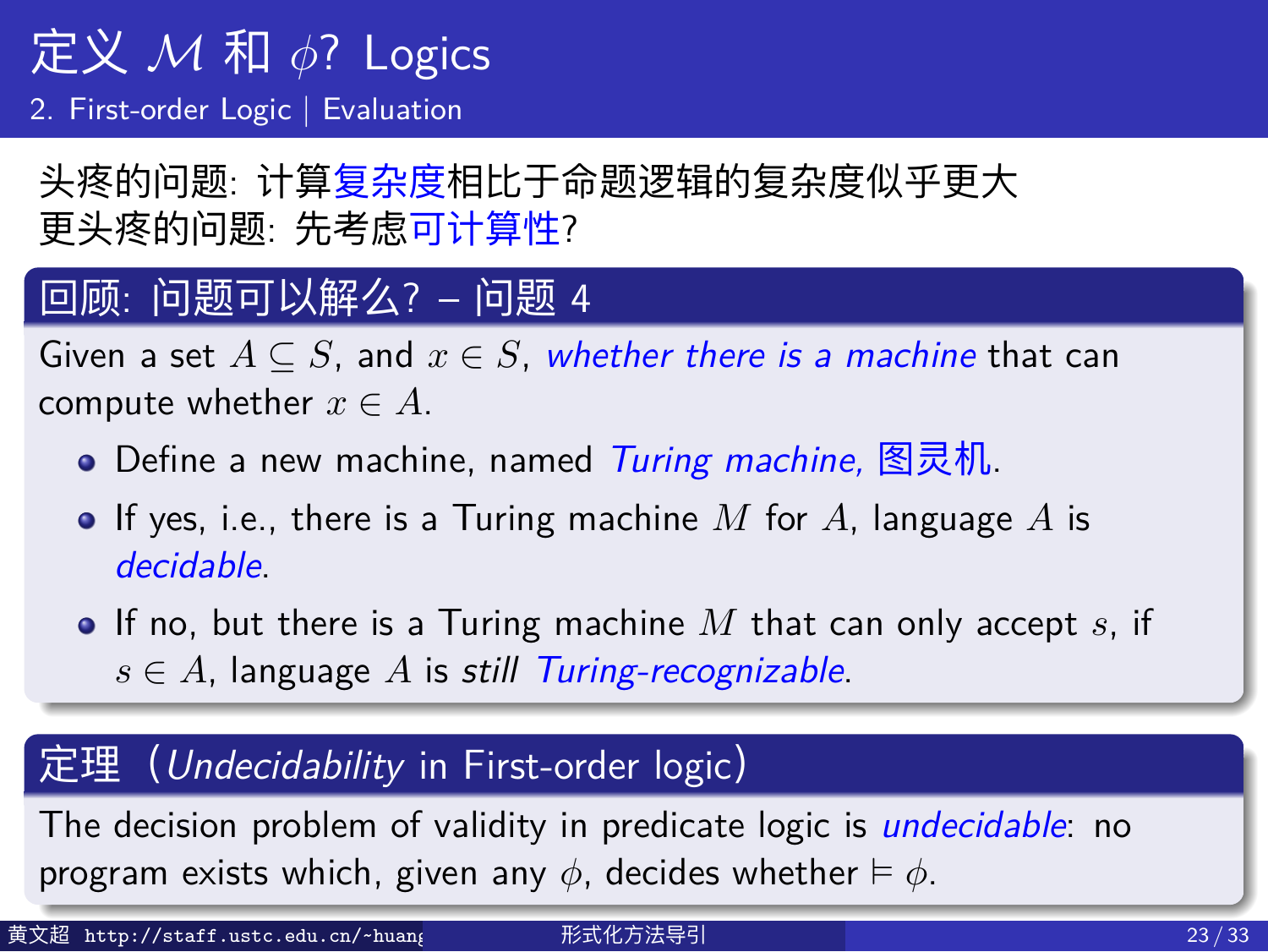# 定义 $\mathcal{M}$ 和 $\phi$? Logics

## 2. First-order Logic | Evaluation

头疼的问题: 计算复杂度相比于命题逻辑的复杂度似乎更大
更头疼的问题: 先考虑可计算性?

### 回顾: 问题可以解么? – 问题 4

Given a set $A \subseteq S$, and $x \in S$, *whether there is a machine* that can compute whether $x \in A$.

- Define a new machine, named *Turing machine,* 图灵机.
- If yes, i.e., there is a Turing machine $M$ for $A$, language $A$ is *decidable*.
- If no, but there is a Turing machine $M$ that can only accept $s$, if $s \in A$, language $A$ is *still* *Turing-recognizable*.

### 定理（*Undecidability* in First-order logic）

The decision problem of validity in predicate logic is *undecidable*: no program exists which, given any $\phi$, decides whether $\vDash \phi$.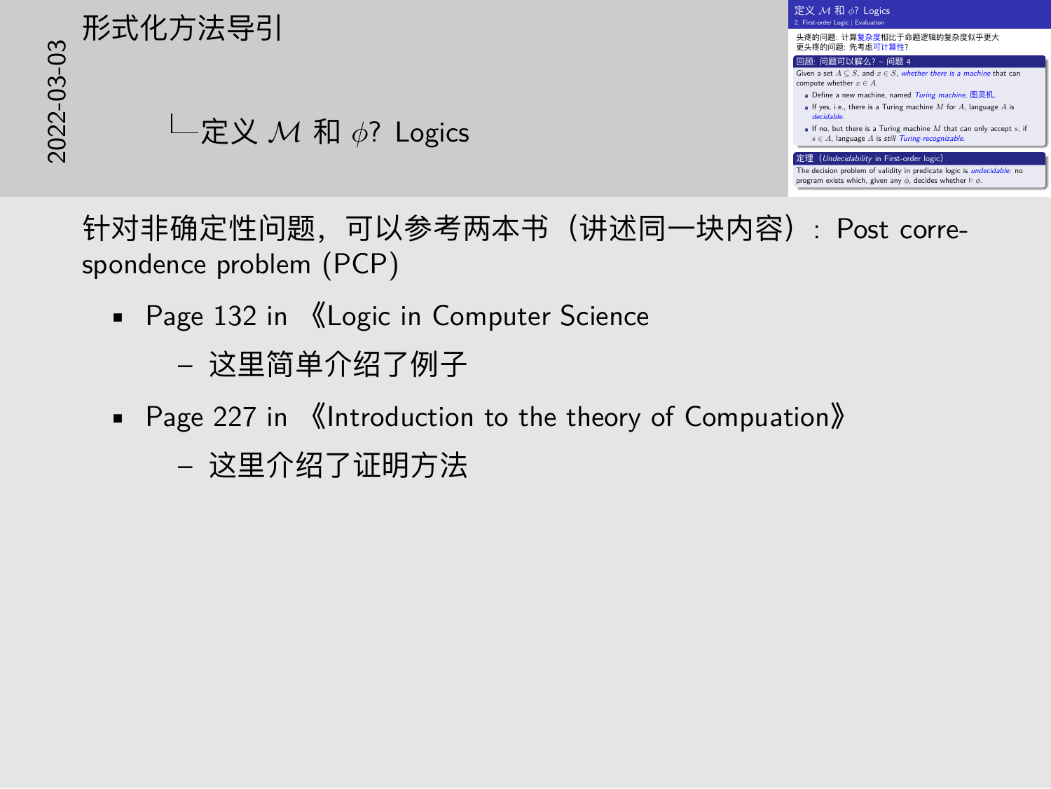# 形式化方法导引

## 定义 $\mathcal{M}$ 和 $\phi$? Logics

针对非确定性问题，可以参考两本书（讲述同一块内容）：Post correspondence problem (PCP)

- Page 132 in 《Logic in Computer Science
  - 这里简单介绍了例子
- Page 227 in 《Introduction to the theory of Compuation》
  - 这里介绍了证明方法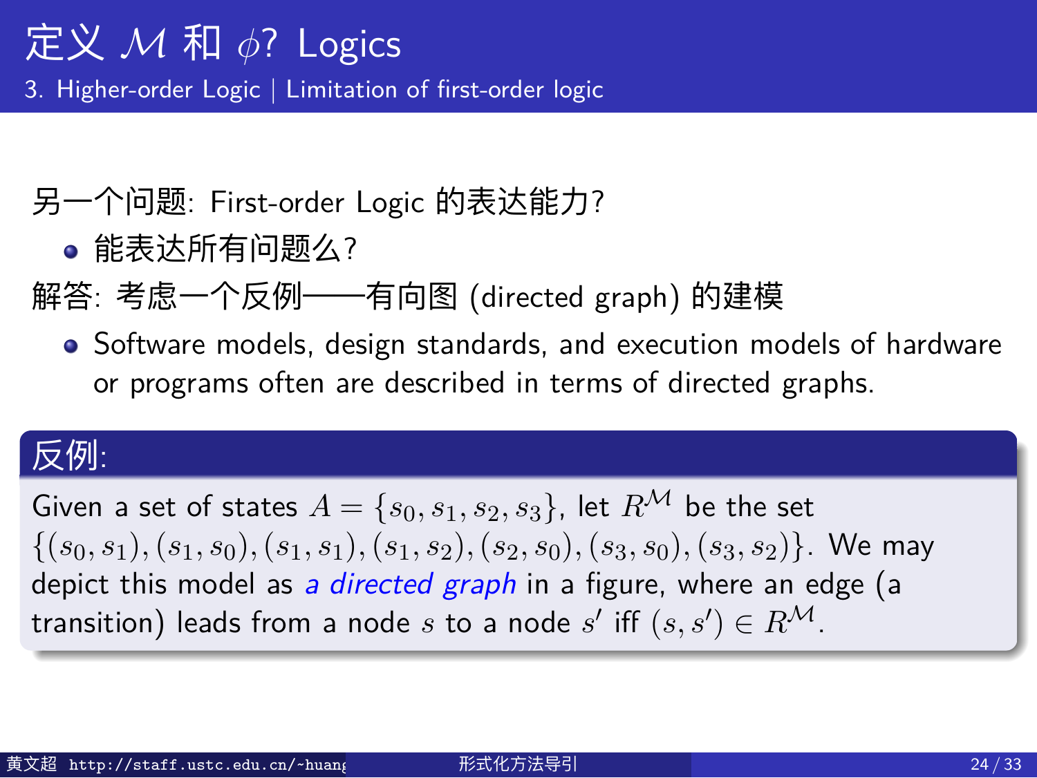# 定义 $\mathcal{M}$ 和 $\phi$? Logics

## 3. Higher-order Logic | Limitation of first-order logic

另一个问题: First-order Logic 的表达能力?

- 能表达所有问题么?

解答: 考虑一个反例——有向图 (directed graph) 的建模

- Software models, design standards, and execution models of hardware or programs often are described in terms of directed graphs.

**反例:**

Given a set of states $A = \{s_0, s_1, s_2, s_3\}$, let $R^{\mathcal{M}}$ be the set $\{(s_0, s_1), (s_1, s_0), (s_1, s_1), (s_1, s_2), (s_2, s_0), (s_3, s_0), (s_3, s_2)\}$. We may depict this model as *a directed graph* in a figure, where an edge (a transition) leads from a node $s$ to a node $s'$ iff $(s, s') \in R^{\mathcal{M}}$.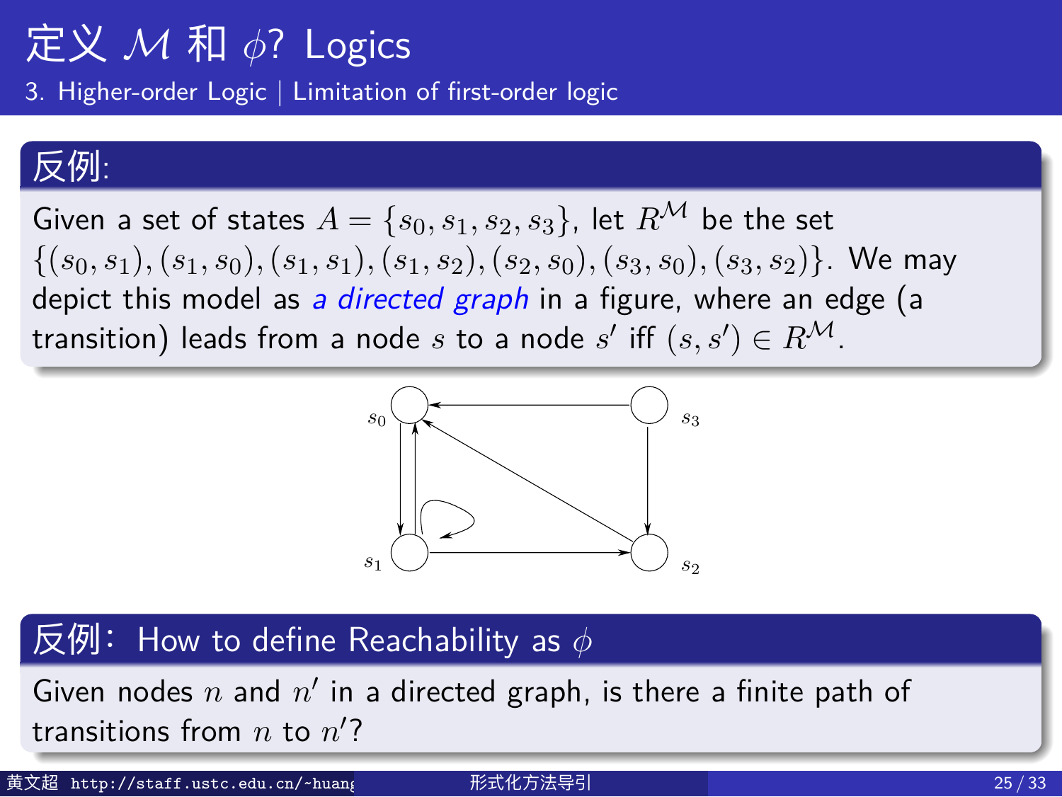# 定义 $\mathcal{M}$ 和 $\phi$? Logics

## 3. Higher-order Logic | Limitation of first-order logic

### 反例:

Given a set of states $A = \{s_0, s_1, s_2, s_3\}$, let $R^{\mathcal{M}}$ be the set $\{(s_0, s_1), (s_1, s_0), (s_1, s_1), (s_1, s_2), (s_2, s_0), (s_3, s_0), (s_3, s_2)\}$. We may depict this model as *a directed graph* in a figure, where an edge (a transition) leads from a node $s$ to a node $s'$ iff $(s, s') \in R^{\mathcal{M}}$.

### 反例：How to define Reachability as $\phi$

Given nodes $n$ and $n'$ in a directed graph, is there a finite path of transitions from $n$ to $n'$?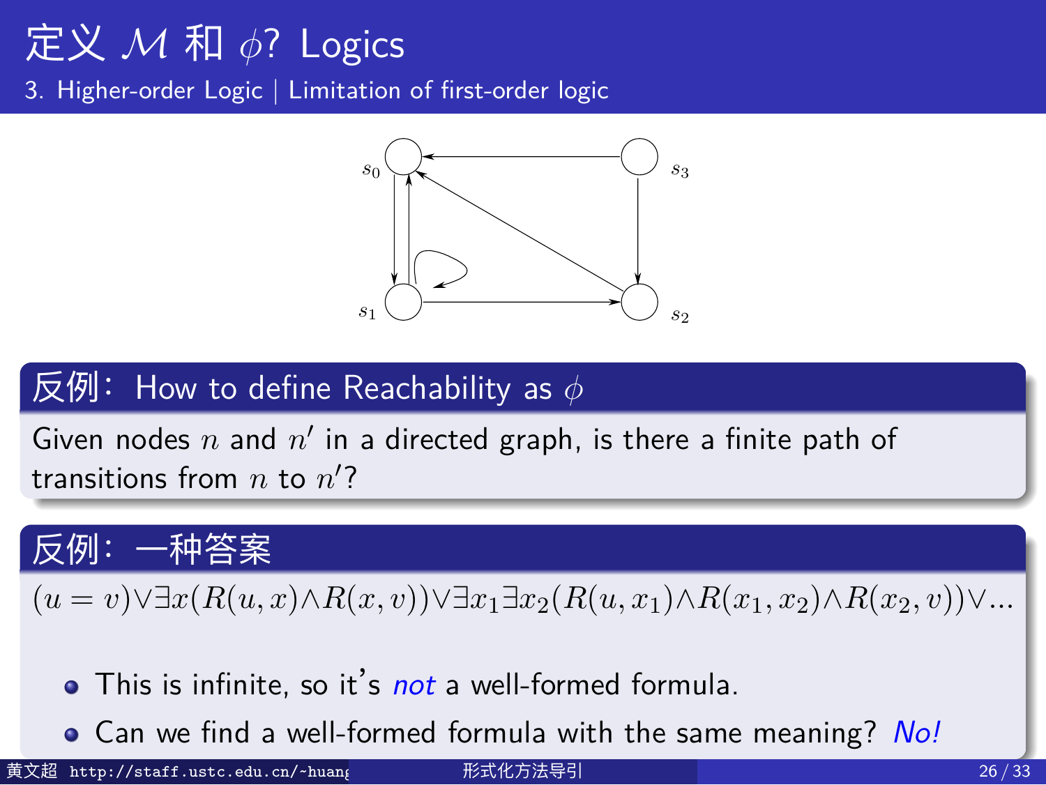# 定义 $\mathcal{M}$ 和 $\phi$? Logics

## 3. Higher-order Logic | Limitation of first-order logic

### 反例：How to define Reachability as $\phi$

Given nodes $n$ and $n'$ in a directed graph, is there a finite path of transitions from $n$ to $n'$?

### 反例：一种答案

$$(u = v) \vee \exists x (R(u,x) \wedge R(x,v)) \vee \exists x_1 \exists x_2 (R(u,x_1) \wedge R(x_1,x_2) \wedge R(x_2,v)) \vee \ldots$$

- This is infinite, so it's *not* a well-formed formula.
- Can we find a well-formed formula with the same meaning? *No!*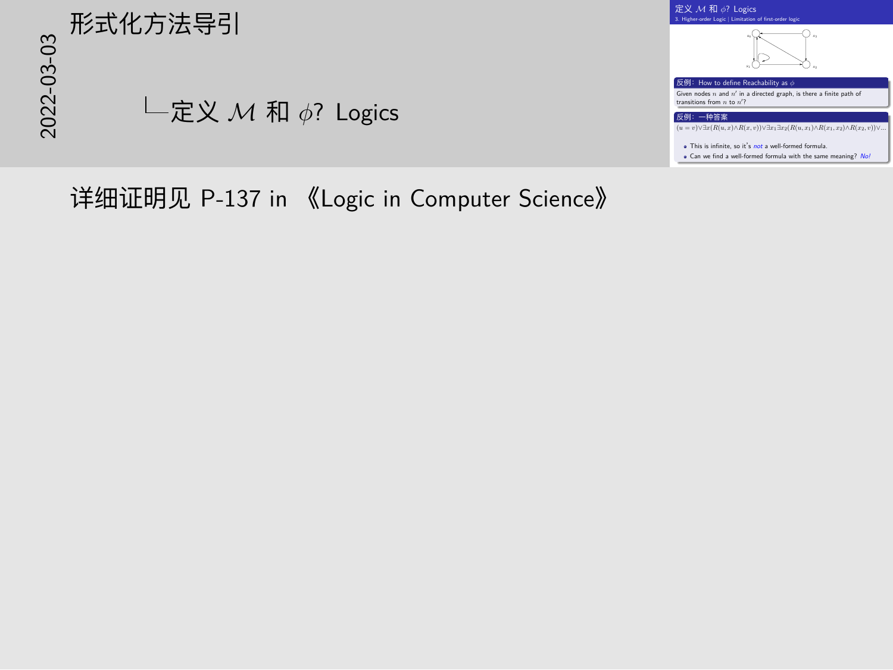# 定义 $\mathcal{M}$ 和 $\phi$? Logics

3. Higher-order Logic | Limitation of first-order logic

**反例：How to define Reachability as $\phi$**

Given nodes $n$ and $n'$ in a directed graph, is there a finite path of transitions from $n$ to $n'$?

**反例：一种答案**

$(u = v) \vee \exists x (R(u, x) \wedge R(x, v)) \vee \exists x_1 \exists x_2 (R(u, x_1) \wedge R(x_1, x_2) \wedge R(x_2, v)) \vee \ldots$

- This is infinite, so it's *not* a well-formed formula.
- Can we find a well-formed formula with the same meaning? *No!*

详细证明见 P-137 in 《Logic in Computer Science》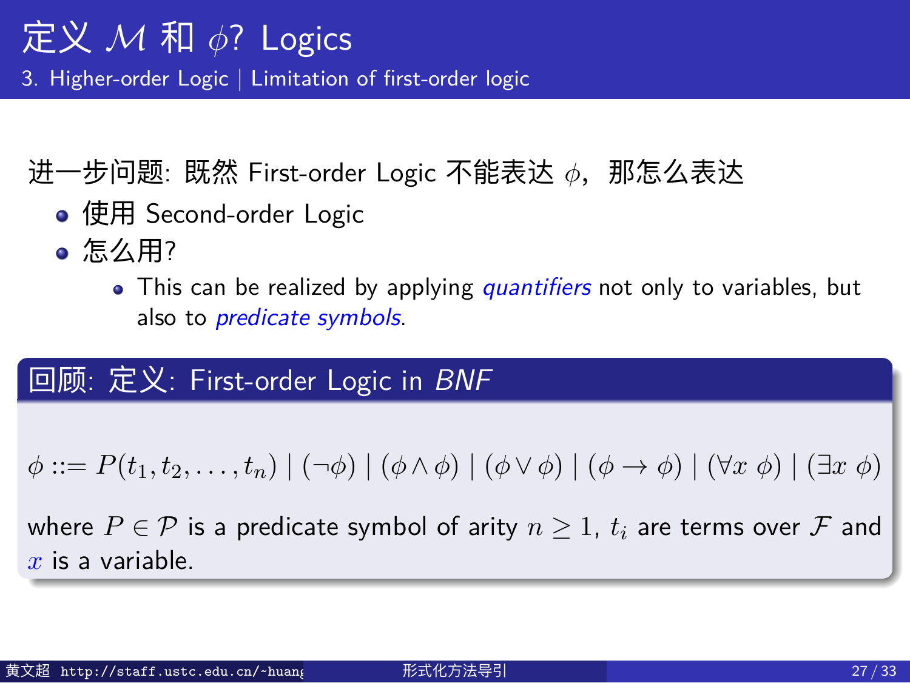# 定义 $\mathcal{M}$ 和 $\phi$? Logics

## 3. Higher-order Logic | Limitation of first-order logic

进一步问题: 既然 First-order Logic 不能表达 $\phi$，那怎么表达

- 使用 Second-order Logic
- 怎么用?
  - This can be realized by applying *quantifiers* not only to variables, but also to *predicate symbols*.

### 回顾: 定义: First-order Logic in *BNF*

$$\phi ::= P(t_1, t_2, \ldots, t_n) \mid (\neg\phi) \mid (\phi \wedge \phi) \mid (\phi \vee \phi) \mid (\phi \rightarrow \phi) \mid (\forall x\ \phi) \mid (\exists x\ \phi)$$

where $P \in \mathcal{P}$ is a predicate symbol of arity $n \geq 1$, $t_i$ are terms over $\mathcal{F}$ and $x$ is a variable.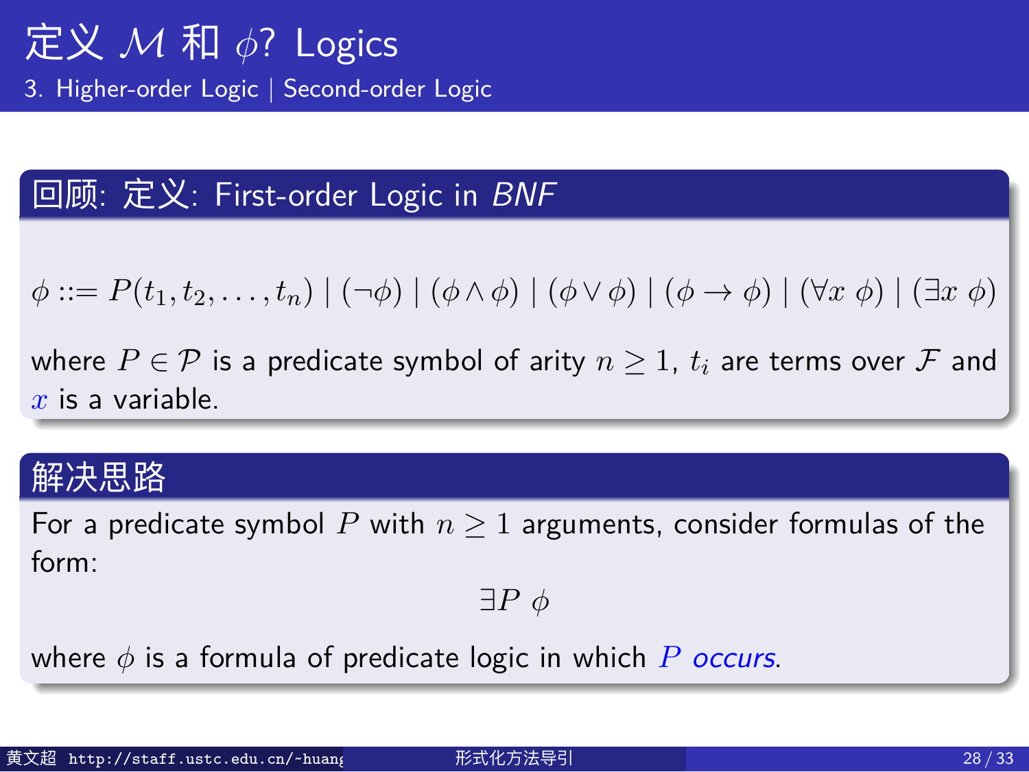# 定义 $\mathcal{M}$ 和 $\phi$? Logics

## 3. Higher-order Logic | Second-order Logic

### 回顾: 定义: First-order Logic in *BNF*

$$\phi ::= P(t_1, t_2, \ldots, t_n) \mid (\neg\phi) \mid (\phi \wedge \phi) \mid (\phi \vee \phi) \mid (\phi \rightarrow \phi) \mid (\forall x\ \phi) \mid (\exists x\ \phi)$$

where $P \in \mathcal{P}$ is a predicate symbol of arity $n \geq 1$, $t_i$ are terms over $\mathcal{F}$ and $x$ is a variable.

### 解决思路

For a predicate symbol $P$ with $n \geq 1$ arguments, consider formulas of the form:

$$\exists P\ \phi$$

where $\phi$ is a formula of predicate logic in which $P$ *occurs*.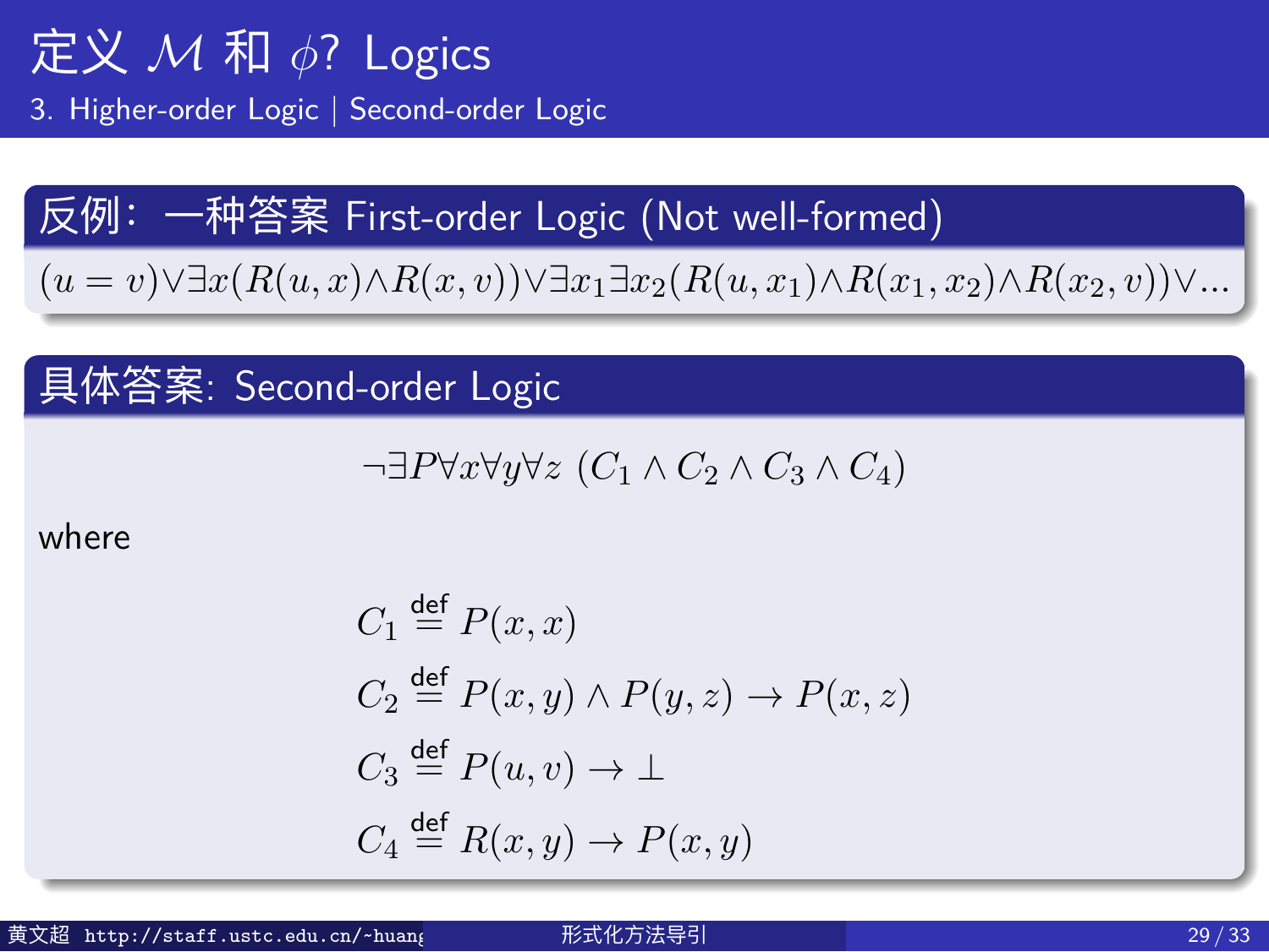# 定义 $\mathcal{M}$ 和 $\phi$? Logics

## 3. Higher-order Logic | Second-order Logic

### 反例：一种答案 First-order Logic (Not well-formed)

$$(u = v) \vee \exists x (R(u,x) \wedge R(x,v)) \vee \exists x_1 \exists x_2 (R(u,x_1) \wedge R(x_1,x_2) \wedge R(x_2,v)) \vee \ldots$$

### 具体答案: Second-order Logic

$$\neg \exists P \forall x \forall y \forall z \; (C_1 \wedge C_2 \wedge C_3 \wedge C_4)$$

where

$$C_1 \stackrel{\text{def}}{=} P(x,x)$$

$$C_2 \stackrel{\text{def}}{=} P(x,y) \wedge P(y,z) \rightarrow P(x,z)$$

$$C_3 \stackrel{\text{def}}{=} P(u,v) \rightarrow \bot$$

$$C_4 \stackrel{\text{def}}{=} R(x,y) \rightarrow P(x,y)$$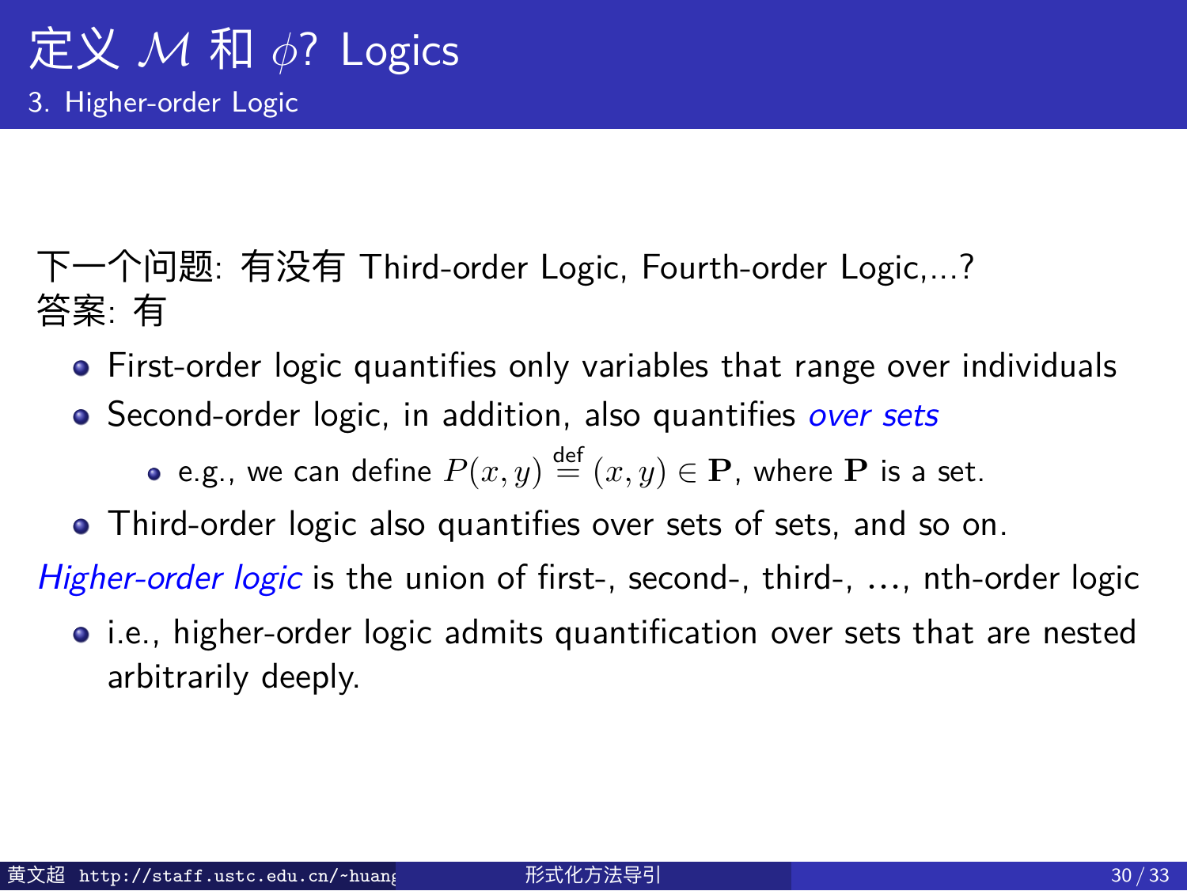# 定义 $\mathcal{M}$ 和 $\phi$? Logics

## 3. Higher-order Logic

下一个问题: 有没有 Third-order Logic, Fourth-order Logic,...?
答案: 有

- First-order logic quantifies only variables that range over individuals
- Second-order logic, in addition, also quantifies *over sets*
  - e.g., we can define $P(x, y) \stackrel{\text{def}}{=} (x, y) \in \mathbf{P}$, where $\mathbf{P}$ is a set.
- Third-order logic also quantifies over sets of sets, and so on.

*Higher-order logic* is the union of first-, second-, third-, ..., nth-order logic

- i.e., higher-order logic admits quantification over sets that are nested arbitrarily deeply.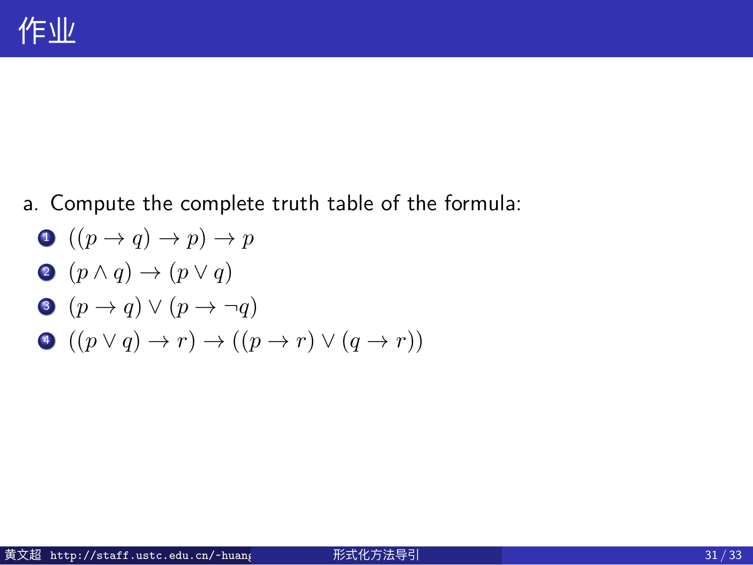# 作业

a. Compute the complete truth table of the formula:

1. $((p \to q) \to p) \to p$
2. $(p \land q) \to (p \lor q)$
3. $(p \to q) \lor (p \to \neg q)$
4. $((p \lor q) \to r) \to ((p \to r) \lor (q \to r))$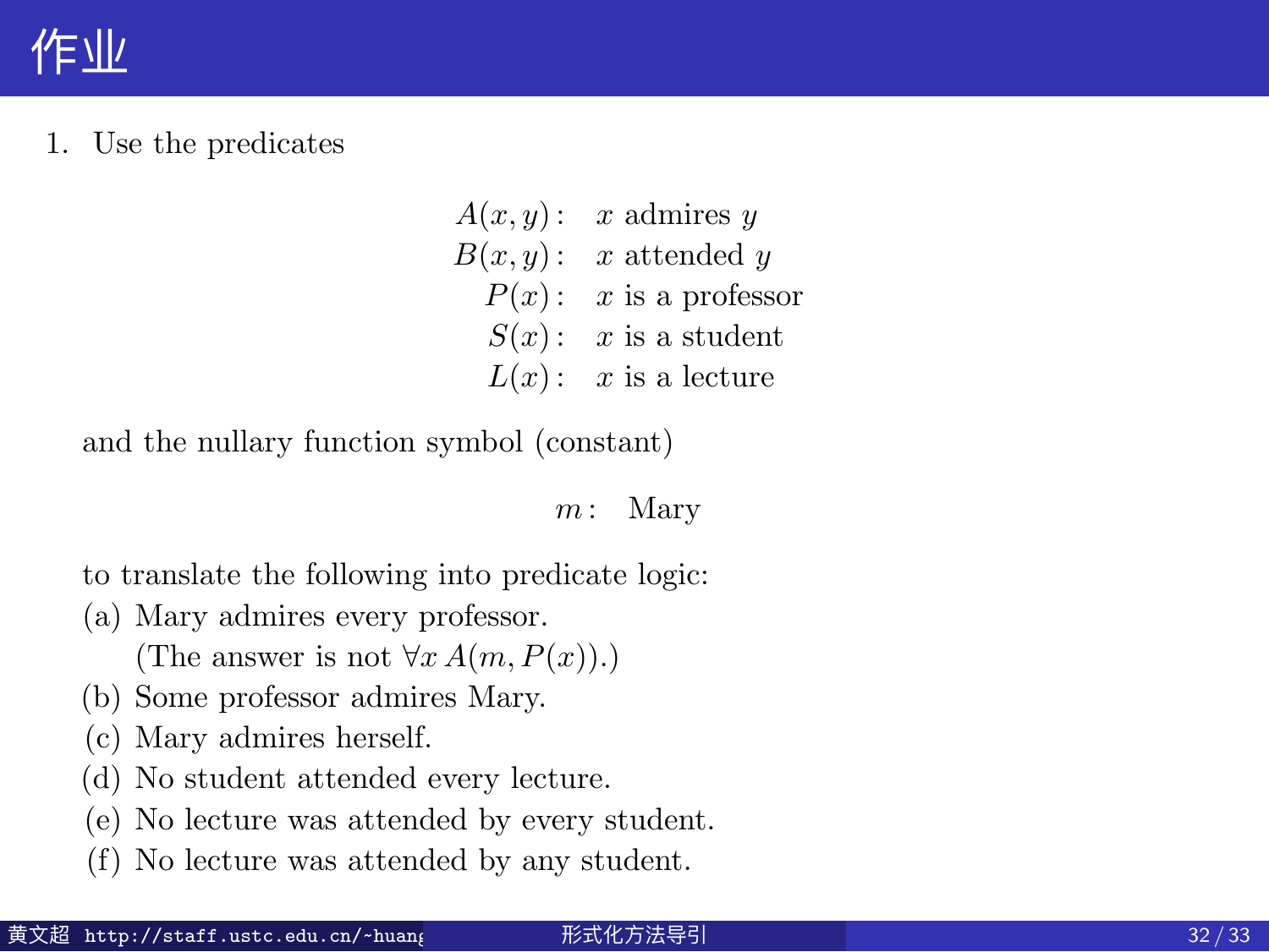# 作业

1. Use the predicates

$$
\begin{aligned}
A(x,y):&\quad x \text{ admires } y\\
B(x,y):&\quad x \text{ attended } y\\
P(x):&\quad x \text{ is a professor}\\
S(x):&\quad x \text{ is a student}\\
L(x):&\quad x \text{ is a lecture}
\end{aligned}
$$

and the nullary function symbol (constant)

$$m: \quad \text{Mary}$$

to translate the following into predicate logic:

(a) Mary admires every professor.
(The answer is not $\forall x\, A(m, P(x))$.)

(b) Some professor admires Mary.

(c) Mary admires herself.

(d) No student attended every lecture.

(e) No lecture was attended by every student.

(f) No lecture was attended by any student.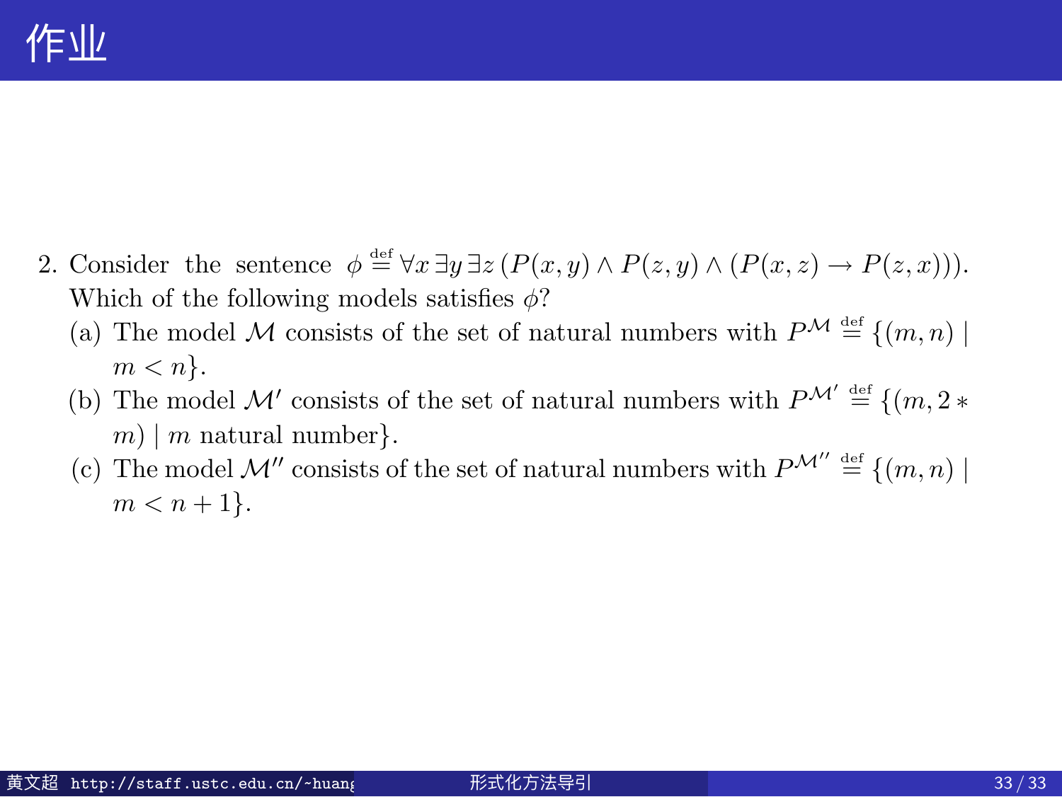# 作业

2. Consider the sentence $\phi \stackrel{\text{def}}{=} \forall x\, \exists y\, \exists z\, (P(x,y) \land P(z,y) \land (P(x,z) \to P(z,x)))$. Which of the following models satisfies $\phi$?
   - (a) The model $\mathcal{M}$ consists of the set of natural numbers with $P^{\mathcal{M}} \stackrel{\text{def}}{=} \{(m,n) \mid m < n\}$.
   - (b) The model $\mathcal{M}'$ consists of the set of natural numbers with $P^{\mathcal{M}'} \stackrel{\text{def}}{=} \{(m, 2 * m) \mid m \text{ natural number}\}$.
   - (c) The model $\mathcal{M}''$ consists of the set of natural numbers with $P^{\mathcal{M}''} \stackrel{\text{def}}{=} \{(m,n) \mid m < n + 1\}$.